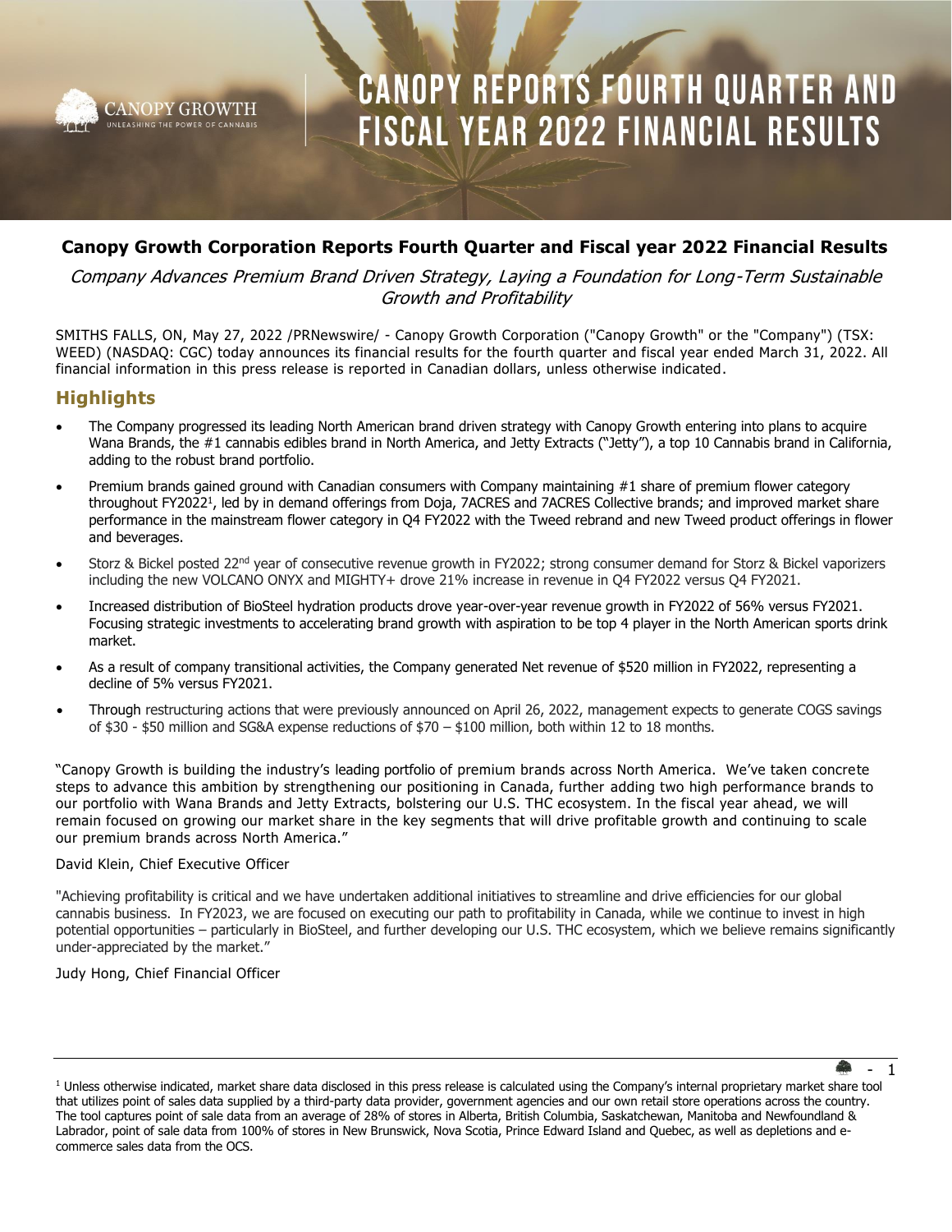# CANOPY REPORTS FOURTH QUARTER AND FISCAL YEAR 2022 FINANCIAL RESULTS

## Canopy Growth Corporation Reports Fourth Quarter and Fiscal year 2022 Financial Results

*Company Advances Premium Brand Driven Strategy, Laying a Foundation for Long-Term Sustainable Growth and Profitability*

SMITHS FALLS, ON, May 27, 2022 /PRNewswire/ - Canopy Growth Corporation ("Canopy Growth" or the "Company") (TSX: WEED) (NASDAQ: CGC) today announces its financial results for the fourth quarter and fiscal year ended March 31, 2022. All financial information in this press release is reported in Canadian dollars, unless otherwise indicated.

## Highlights

- The Company progressed its leading North American brand driven strategy with Canopy Growth entering into plans to acquire Wana Brands, the #1 cannabis edibles brand in North America, and Jetty Extracts ("Jetty"), a top 10 Cannabis brand in California, adding to the robust brand portfolio.
- Premium brands gained ground with Canadian consumers with Company maintaining #1 share of premium flower category throughout FY2022[1], led by in demand offerings from Doja, 7ACRES and 7ACRES Collective brands; and improved market share performance in the mainstream flower category in Q4 FY2022 with the Tweed rebrand and new Tweed product offerings in flower and beverages.
- Storz & Bickel posted 22nd year of consecutive revenue growth in FY2022; strong consumer demand for Storz & Bickel vaporizers including the new VOLCANO ONYX and MIGHTY+ drove 21% increase in revenue in Q4 FY2022 versus Q4 FY2021.
- Increased distribution of BioSteel hydration products drove year-over-year revenue growth in FY2022 of 56% versus FY2021. Focusing strategic investments to accelerating brand growth with aspiration to be top 4 player in the North American sports drink market.
- As a result of company transitional activities, the Company generated Net revenue of $520 million in FY2022, representing a decline of 5% versus FY2021.
- Through restructuring actions that were previously announced on April 26, 2022, management expects to generate COGS savings of $30 - $50 million and SG&A expense reductions of $70 – $100 million, both within 12 to 18 months.

"Canopy Growth is building the industry's leading portfolio of premium brands across North America. We've taken concrete steps to advance this ambition by strengthening our positioning in Canada, further adding two high performance brands to our portfolio with Wana Brands and Jetty Extracts, bolstering our U.S. THC ecosystem. In the fiscal year ahead, we will remain focused on growing our market share in the key segments that will drive profitable growth and continuing to scale our premium brands across North America."

David Klein, Chief Executive Officer

"Achieving profitability is critical and we have undertaken additional initiatives to streamline and drive efficiencies for our global cannabis business. In FY2023, we are focused on executing our path to profitability in Canada, while we continue to invest in high potential opportunities – particularly in BioSteel, and further developing our U.S. THC ecosystem, which we believe remains significantly under-appreciated by the market."

Judy Hong, Chief Financial Officer

---

[1] Unless otherwise indicated, market share data disclosed in this press release is calculated using the Company's internal proprietary market share tool that utilizes point of sales data supplied by a third-party data provider, government agencies and our own retail store operations across the country. The tool captures point of sale data from an average of 28% of stores in Alberta, British Columbia, Saskatchewan, Manitoba and Newfoundland & Labrador, point of sale data from 100% of stores in New Brunswick, Nova Scotia, Prince Edward Island and Quebec, as well as depletions and e-commerce sales data from the OCS.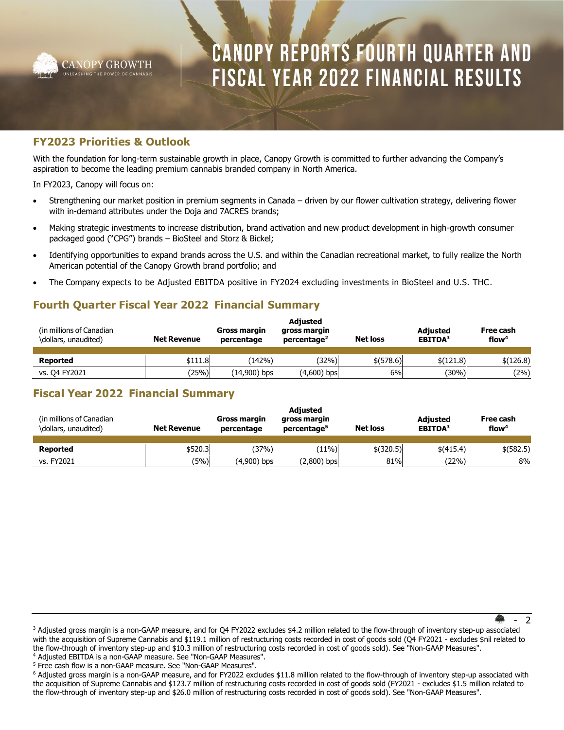# CANOPY REPORTS FOURTH QUARTER AND FISCAL YEAR 2022 FINANCIAL RESULTS

## FY2023 Priorities & Outlook

With the foundation for long-term sustainable growth in place, Canopy Growth is committed to further advancing the Company's aspiration to become the leading premium cannabis branded company in North America.

In FY2023, Canopy will focus on:

- Strengthening our market position in premium segments in Canada – driven by our flower cultivation strategy, delivering flower with in-demand attributes under the Doja and 7ACRES brands;
- Making strategic investments to increase distribution, brand activation and new product development in high-growth consumer packaged good ("CPG") brands – BioSteel and Storz & Bickel;
- Identifying opportunities to expand brands across the U.S. and within the Canadian recreational market, to fully realize the North American potential of the Canopy Growth brand portfolio; and
- The Company expects to be Adjusted EBITDA positive in FY2024 excluding investments in BioSteel and U.S. THC.

## Fourth Quarter Fiscal Year 2022 Financial Summary

| (in millions of Canadian dollars, unaudited) | Net Revenue | Gross margin percentage | Adjusted gross margin percentage[2] | Net loss | Adjusted EBITDA[3] | Free cash flow[4] |
|---|---|---|---|---|---|---|
| **Reported** | $111.8 | (142%) | (32%) | $(578.6) | $(121.8) | $(126.8) |
| vs. Q4 FY2021 | (25%) | (14,900) bps | (4,600) bps | 6% | (30%) | (2%) |

## Fiscal Year 2022 Financial Summary

| (in millions of Canadian dollars, unaudited) | Net Revenue | Gross margin percentage | Adjusted gross margin percentage[5] | Net loss | Adjusted EBITDA[3] | Free cash flow[4] |
|---|---|---|---|---|---|---|
| **Reported** | $520.3 | (37%) | (11%) | $(320.5) | $(415.4) | $(582.5) |
| vs. FY2021 | (5%) | (4,900) bps | (2,800) bps | 81% | (22%) | 8% |

[3] Adjusted gross margin is a non-GAAP measure, and for Q4 FY2022 excludes $4.2 million related to the flow-through of inventory step-up associated with the acquisition of Supreme Cannabis and $119.1 million of restructuring costs recorded in cost of goods sold (Q4 FY2021 - excludes $nil related to the flow-through of inventory step-up and $10.3 million of restructuring costs recorded in cost of goods sold). See "Non-GAAP Measures".

[4] Adjusted EBITDA is a non-GAAP measure. See "Non-GAAP Measures".

[5] Free cash flow is a non-GAAP measure. See "Non-GAAP Measures".

[6] Adjusted gross margin is a non-GAAP measure, and for FY2022 excludes $11.8 million related to the flow-through of inventory step-up associated with the acquisition of Supreme Cannabis and $123.7 million of restructuring costs recorded in cost of goods sold (FY2021 - excludes $1.5 million related to the flow-through of inventory step-up and $26.0 million of restructuring costs recorded in cost of goods sold). See "Non-GAAP Measures".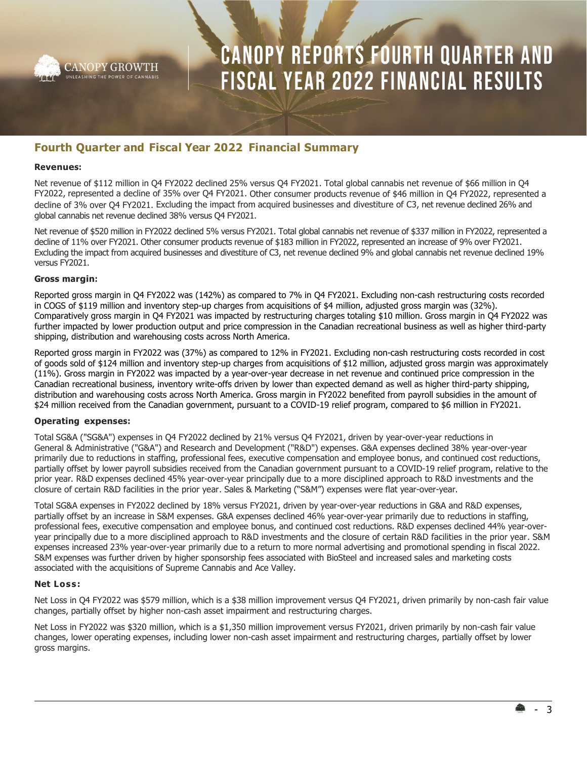# CANOPY REPORTS FOURTH QUARTER AND FISCAL YEAR 2022 FINANCIAL RESULTS

## Fourth Quarter and Fiscal Year 2022 Financial Summary

**Revenues:**

Net revenue of $112 million in Q4 FY2022 declined 25% versus Q4 FY2021. Total global cannabis net revenue of $66 million in Q4 FY2022, represented a decline of 35% over Q4 FY2021. Other consumer products revenue of $46 million in Q4 FY2022, represented a decline of 3% over Q4 FY2021. Excluding the impact from acquired businesses and divestiture of C3, net revenue declined 26% and global cannabis net revenue declined 38% versus Q4 FY2021.

Net revenue of $520 million in FY2022 declined 5% versus FY2021. Total global cannabis net revenue of $337 million in FY2022, represented a decline of 11% over FY2021. Other consumer products revenue of $183 million in FY2022, represented an increase of 9% over FY2021. Excluding the impact from acquired businesses and divestiture of C3, net revenue declined 9% and global cannabis net revenue declined 19% versus FY2021.

**Gross margin:**

Reported gross margin in Q4 FY2022 was (142%) as compared to 7% in Q4 FY2021. Excluding non-cash restructuring costs recorded in COGS of $119 million and inventory step-up charges from acquisitions of $4 million, adjusted gross margin was (32%). Comparatively gross margin in Q4 FY2021 was impacted by restructuring charges totaling $10 million. Gross margin in Q4 FY2022 was further impacted by lower production output and price compression in the Canadian recreational business as well as higher third-party shipping, distribution and warehousing costs across North America.

Reported gross margin in FY2022 was (37%) as compared to 12% in FY2021. Excluding non-cash restructuring costs recorded in cost of goods sold of $124 million and inventory step-up charges from acquisitions of $12 million, adjusted gross margin was approximately (11%). Gross margin in FY2022 was impacted by a year-over-year decrease in net revenue and continued price compression in the Canadian recreational business, inventory write-offs driven by lower than expected demand as well as higher third-party shipping, distribution and warehousing costs across North America. Gross margin in FY2022 benefited from payroll subsidies in the amount of $24 million received from the Canadian government, pursuant to a COVID-19 relief program, compared to $6 million in FY2021.

**Operating expenses:**

Total SG&A ("SG&A") expenses in Q4 FY2022 declined by 21% versus Q4 FY2021, driven by year-over-year reductions in General & Administrative ("G&A") and Research and Development ("R&D") expenses. G&A expenses declined 38% year-over-year primarily due to reductions in staffing, professional fees, executive compensation and employee bonus, and continued cost reductions, partially offset by lower payroll subsidies received from the Canadian government pursuant to a COVID-19 relief program, relative to the prior year. R&D expenses declined 45% year-over-year principally due to a more disciplined approach to R&D investments and the closure of certain R&D facilities in the prior year. Sales & Marketing ("S&M") expenses were flat year-over-year.

Total SG&A expenses in FY2022 declined by 18% versus FY2021, driven by year-over-year reductions in G&A and R&D expenses, partially offset by an increase in S&M expenses. G&A expenses declined 46% year-over-year primarily due to reductions in staffing, professional fees, executive compensation and employee bonus, and continued cost reductions. R&D expenses declined 44% year-over-year principally due to a more disciplined approach to R&D investments and the closure of certain R&D facilities in the prior year. S&M expenses increased 23% year-over-year primarily due to a return to more normal advertising and promotional spending in fiscal 2022. S&M expenses was further driven by higher sponsorship fees associated with BioSteel and increased sales and marketing costs associated with the acquisitions of Supreme Cannabis and Ace Valley.

**Net Loss:**

Net Loss in Q4 FY2022 was $579 million, which is a $38 million improvement versus Q4 FY2021, driven primarily by non-cash fair value changes, partially offset by higher non-cash asset impairment and restructuring charges.

Net Loss in FY2022 was $320 million, which is a $1,350 million improvement versus FY2021, driven primarily by non-cash fair value changes, lower operating expenses, including lower non-cash asset impairment and restructuring charges, partially offset by lower gross margins.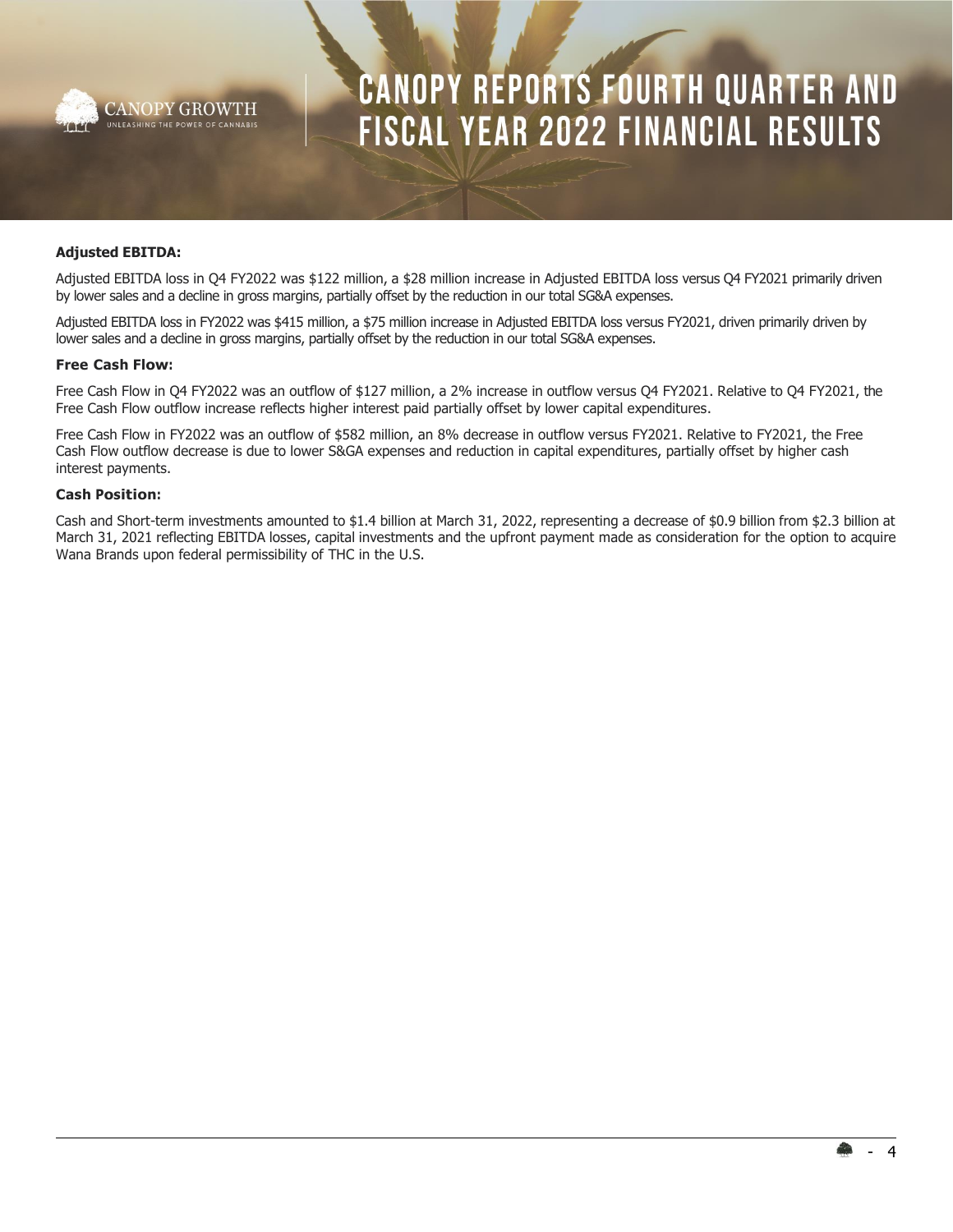### Adjusted EBITDA:

Adjusted EBITDA loss in Q4 FY2022 was $122 million, a $28 million increase in Adjusted EBITDA loss versus Q4 FY2021 primarily driven by lower sales and a decline in gross margins, partially offset by the reduction in our total SG&A expenses.

Adjusted EBITDA loss in FY2022 was $415 million, a $75 million increase in Adjusted EBITDA loss versus FY2021, driven primarily driven by lower sales and a decline in gross margins, partially offset by the reduction in our total SG&A expenses.

### Free Cash Flow:

Free Cash Flow in Q4 FY2022 was an outflow of $127 million, a 2% increase in outflow versus Q4 FY2021. Relative to Q4 FY2021, the Free Cash Flow outflow increase reflects higher interest paid partially offset by lower capital expenditures.

Free Cash Flow in FY2022 was an outflow of $582 million, an 8% decrease in outflow versus FY2021. Relative to FY2021, the Free Cash Flow outflow decrease is due to lower S&GA expenses and reduction in capital expenditures, partially offset by higher cash interest payments.

### Cash Position:

Cash and Short-term investments amounted to $1.4 billion at March 31, 2022, representing a decrease of $0.9 billion from $2.3 billion at March 31, 2021 reflecting EBITDA losses, capital investments and the upfront payment made as consideration for the option to acquire Wana Brands upon federal permissibility of THC in the U.S.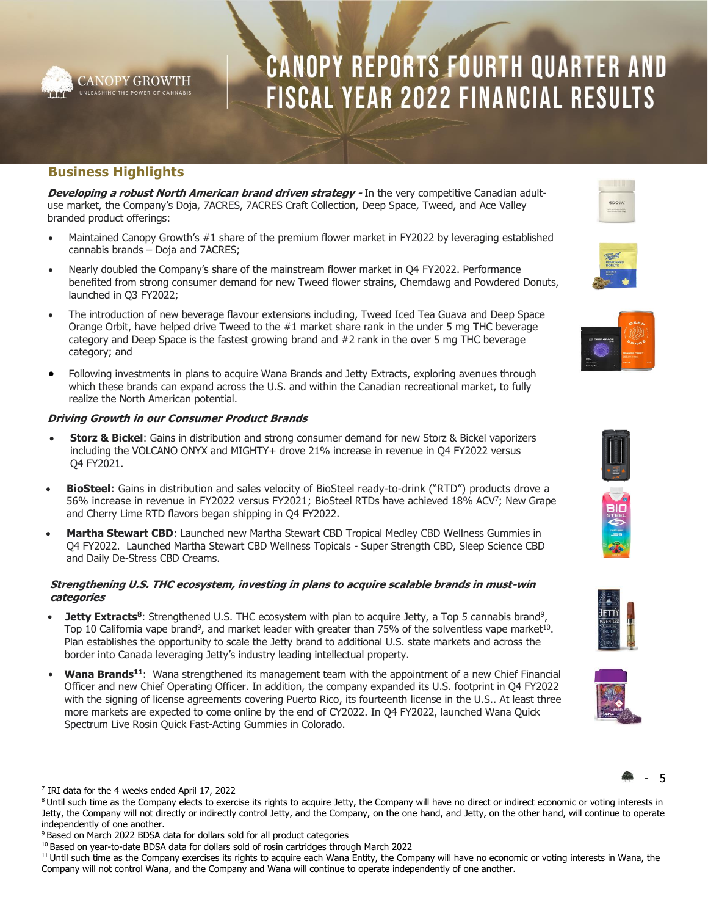# CANOPY REPORTS FOURTH QUARTER AND FISCAL YEAR 2022 FINANCIAL RESULTS

## Business Highlights

***Developing a robust North American brand driven strategy -*** In the very competitive Canadian adult-use market, the Company's Doja, 7ACRES, 7ACRES Craft Collection, Deep Space, Tweed, and Ace Valley branded product offerings:

- Maintained Canopy Growth's #1 share of the premium flower market in FY2022 by leveraging established cannabis brands – Doja and 7ACRES;
- Nearly doubled the Company's share of the mainstream flower market in Q4 FY2022. Performance benefited from strong consumer demand for new Tweed flower strains, Chemdawg and Powdered Donuts, launched in Q3 FY2022;
- The introduction of new beverage flavour extensions including, Tweed Iced Tea Guava and Deep Space Orange Orbit, have helped drive Tweed to the #1 market share rank in the under 5 mg THC beverage category and Deep Space is the fastest growing brand and #2 rank in the over 5 mg THC beverage category; and
- Following investments in plans to acquire Wana Brands and Jetty Extracts, exploring avenues through which these brands can expand across the U.S. and within the Canadian recreational market, to fully realize the North American potential.

***Driving Growth in our Consumer Product Brands***

- **Storz & Bickel**: Gains in distribution and strong consumer demand for new Storz & Bickel vaporizers including the VOLCANO ONYX and MIGHTY+ drove 21% increase in revenue in Q4 FY2022 versus Q4 FY2021.
- **BioSteel**: Gains in distribution and sales velocity of BioSteel ready-to-drink ("RTD") products drove a 56% increase in revenue in FY2022 versus FY2021; BioSteel RTDs have achieved 18% ACV[7]; New Grape and Cherry Lime RTD flavors began shipping in Q4 FY2022.
- **Martha Stewart CBD**: Launched new Martha Stewart CBD Tropical Medley CBD Wellness Gummies in Q4 FY2022. Launched Martha Stewart CBD Wellness Topicals - Super Strength CBD, Sleep Science CBD and Daily De-Stress CBD Creams.

***Strengthening U.S. THC ecosystem, investing in plans to acquire scalable brands in must-win categories***

- **Jetty Extracts[8]**: Strengthened U.S. THC ecosystem with plan to acquire Jetty, a Top 5 cannabis brand[9], Top 10 California vape brand[9], and market leader with greater than 75% of the solventless vape market[10]. Plan establishes the opportunity to scale the Jetty brand to additional U.S. state markets and across the border into Canada leveraging Jetty's industry leading intellectual property.
- **Wana Brands[11]**: Wana strengthened its management team with the appointment of a new Chief Financial Officer and new Chief Operating Officer. In addition, the company expanded its U.S. footprint in Q4 FY2022 with the signing of license agreements covering Puerto Rico, its fourteenth license in the U.S.. At least three more markets are expected to come online by the end of CY2022. In Q4 FY2022, launched Wana Quick Spectrum Live Rosin Quick Fast-Acting Gummies in Colorado.

---

[7] IRI data for the 4 weeks ended April 17, 2022

[8] Until such time as the Company elects to exercise its rights to acquire Jetty, the Company will have no direct or indirect economic or voting interests in Jetty, the Company will not directly or indirectly control Jetty, and the Company, on the one hand, and Jetty, on the other hand, will continue to operate independently of one another.

[9] Based on March 2022 BDSA data for dollars sold for all product categories

[10] Based on year-to-date BDSA data for dollars sold of rosin cartridges through March 2022

[11] Until such time as the Company exercises its rights to acquire each Wana Entity, the Company will have no economic or voting interests in Wana, the Company will not control Wana, and the Company and Wana will continue to operate independently of one another.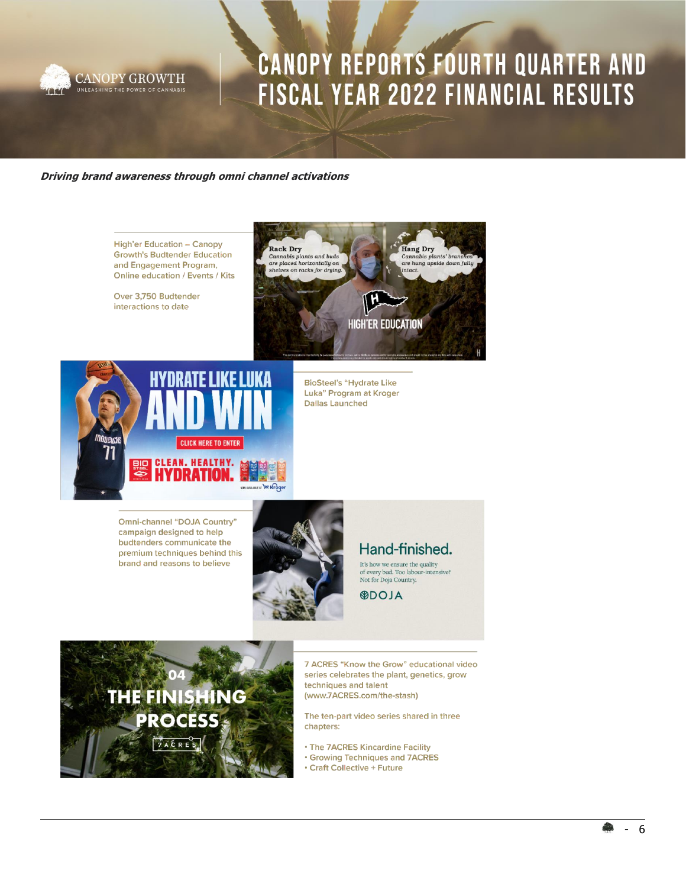*Driving brand awareness through omni channel activations*

High'er Education – Canopy Growth's Budtender Education and Engagement Program, Online education / Events / Kits

Over 3,750 Budtender interactions to date

BioSteel's "Hydrate Like Luka" Program at Kroger Dallas Launched

Omni-channel "DOJA Country" campaign designed to help budtenders communicate the premium techniques behind this brand and reasons to believe

7 ACRES "Know the Grow" educational video series celebrates the plant, genetics, grow techniques and talent (www.7ACRES.com/the-stash)

The ten-part video series shared in three chapters:

- The 7ACRES Kincardine Facility
- Growing Techniques and 7ACRES
- Craft Collective + Future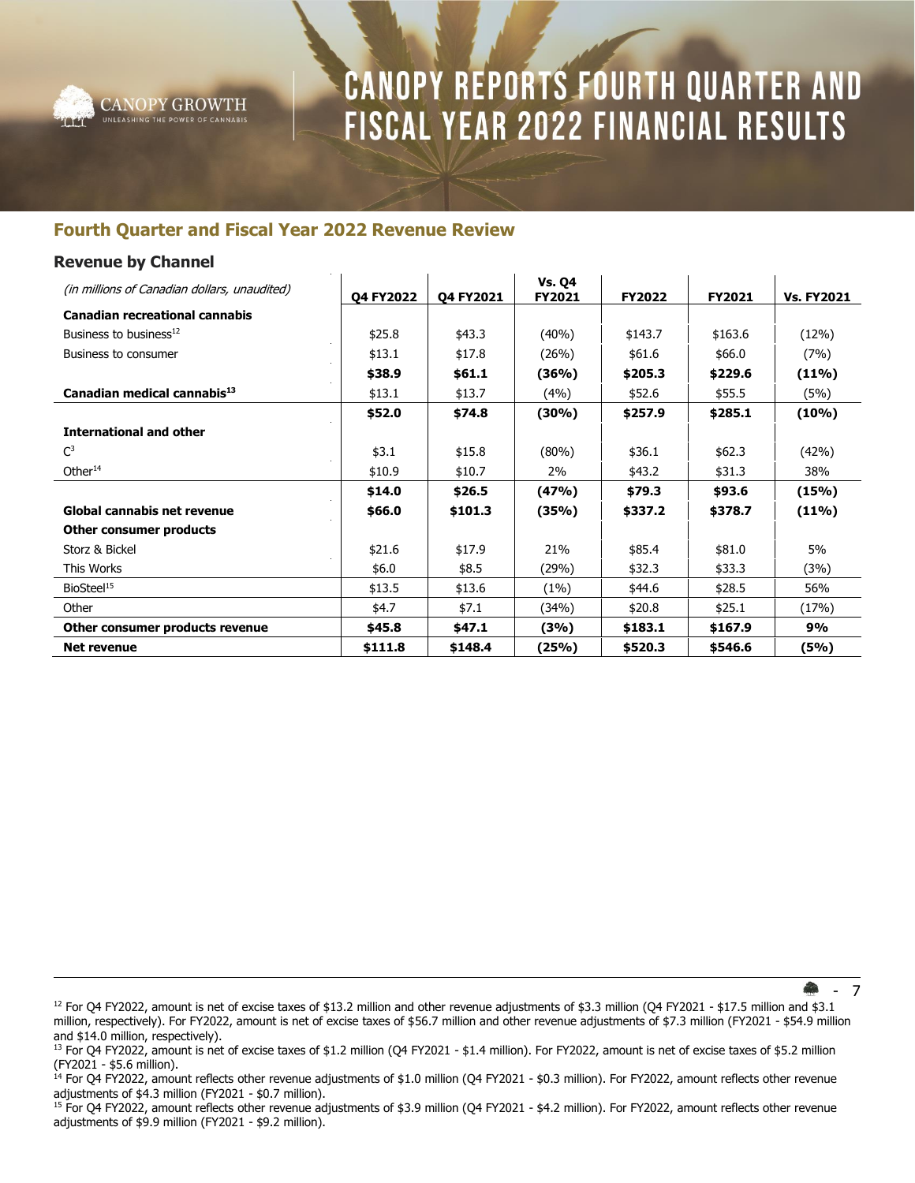# CANOPY REPORTS FOURTH QUARTER AND FISCAL YEAR 2022 FINANCIAL RESULTS

## Fourth Quarter and Fiscal Year 2022 Revenue Review

### Revenue by Channel

| *(in millions of Canadian dollars, unaudited)* | Q4 FY2022 | Q4 FY2021 | Vs. Q4 FY2021 | FY2022 | FY2021 | Vs. FY2021 |
|---|---|---|---|---|---|---|
| **Canadian recreational cannabis** | | | | | | |
| Business to business[12] | $25.8 | $43.3 | (40%) | $143.7 | $163.6 | (12%) |
| Business to consumer | $13.1 | $17.8 | (26%) | $61.6 | $66.0 | (7%) |
| | **$38.9** | **$61.1** | **(36%)** | **$205.3** | **$229.6** | **(11%)** |
| **Canadian medical cannabis[13]** | $13.1 | $13.7 | (4%) | $52.6 | $55.5 | (5%) |
| | **$52.0** | **$74.8** | **(30%)** | **$257.9** | **$285.1** | **(10%)** |
| **International and other** | | | | | | |
| C[3] | $3.1 | $15.8 | (80%) | $36.1 | $62.3 | (42%) |
| Other[14] | $10.9 | $10.7 | 2% | $43.2 | $31.3 | 38% |
| | **$14.0** | **$26.5** | **(47%)** | **$79.3** | **$93.6** | **(15%)** |
| **Global cannabis net revenue** | **$66.0** | **$101.3** | **(35%)** | **$337.2** | **$378.7** | **(11%)** |
| **Other consumer products** | | | | | | |
| Storz & Bickel | $21.6 | $17.9 | 21% | $85.4 | $81.0 | 5% |
| This Works | $6.0 | $8.5 | (29%) | $32.3 | $33.3 | (3%) |
| BioSteel[15] | $13.5 | $13.6 | (1%) | $44.6 | $28.5 | 56% |
| Other | $4.7 | $7.1 | (34%) | $20.8 | $25.1 | (17%) |
| **Other consumer products revenue** | **$45.8** | **$47.1** | **(3%)** | **$183.1** | **$167.9** | **9%** |
| **Net revenue** | **$111.8** | **$148.4** | **(25%)** | **$520.3** | **$546.6** | **(5%)** |

[12] For Q4 FY2022, amount is net of excise taxes of $13.2 million and other revenue adjustments of $3.3 million (Q4 FY2021 - $17.5 million and $3.1 million, respectively). For FY2022, amount is net of excise taxes of $56.7 million and other revenue adjustments of $7.3 million (FY2021 - $54.9 million and $14.0 million, respectively).

[13] For Q4 FY2022, amount is net of excise taxes of $1.2 million (Q4 FY2021 - $1.4 million). For FY2022, amount is net of excise taxes of $5.2 million (FY2021 - $5.6 million).

[14] For Q4 FY2022, amount reflects other revenue adjustments of $1.0 million (Q4 FY2021 - $0.3 million). For FY2022, amount reflects other revenue adjustments of $4.3 million (FY2021 - $0.7 million).

[15] For Q4 FY2022, amount reflects other revenue adjustments of $3.9 million (Q4 FY2021 - $4.2 million). For FY2022, amount reflects other revenue adjustments of $9.9 million (FY2021 - $9.2 million).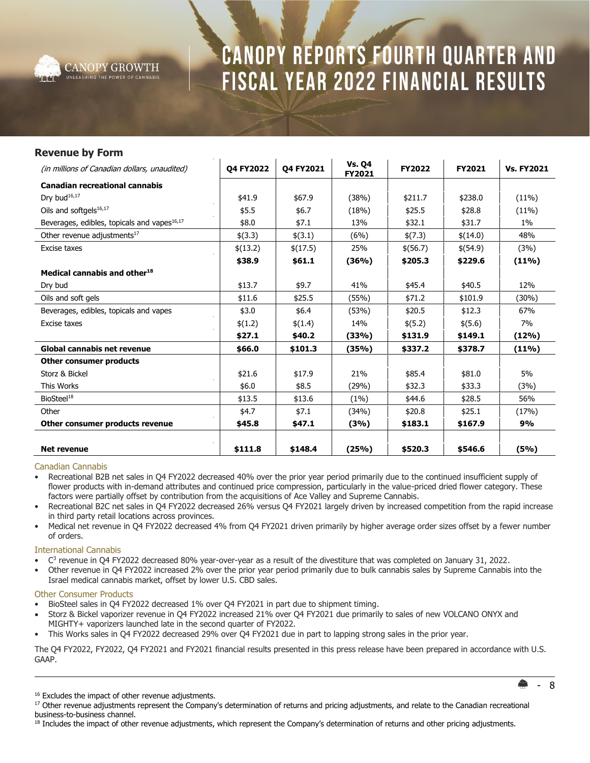# CANOPY REPORTS FOURTH QUARTER AND FISCAL YEAR 2022 FINANCIAL RESULTS

## Revenue by Form

| *(in millions of Canadian dollars, unaudited)* | Q4 FY2022 | Q4 FY2021 | Vs. Q4 FY2021 | FY2022 | FY2021 | Vs. FY2021 |
|---|---|---|---|---|---|---|
| **Canadian recreational cannabis** | | | | | | |
| Dry bud[16,17] | $41.9 | $67.9 | (38%) | $211.7 | $238.0 | (11%) |
| Oils and softgels[16,17] | $5.5 | $6.7 | (18%) | $25.5 | $28.8 | (11%) |
| Beverages, edibles, topicals and vapes[16,17] | $8.0 | $7.1 | 13% | $32.1 | $31.7 | 1% |
| Other revenue adjustments[17] | $(3.3) | $(3.1) | (6%) | $(7.3) | $(14.0) | 48% |
| Excise taxes | $(13.2) | $(17.5) | 25% | $(56.7) | $(54.9) | (3%) |
| | **$38.9** | **$61.1** | **(36%)** | **$205.3** | **$229.6** | **(11%)** |
| **Medical cannabis and other[18]** | | | | | | |
| Dry bud | $13.7 | $9.7 | 41% | $45.4 | $40.5 | 12% |
| Oils and soft gels | $11.6 | $25.5 | (55%) | $71.2 | $101.9 | (30%) |
| Beverages, edibles, topicals and vapes | $3.0 | $6.4 | (53%) | $20.5 | $12.3 | 67% |
| Excise taxes | $(1.2) | $(1.4) | 14% | $(5.2) | $(5.6) | 7% |
| | **$27.1** | **$40.2** | **(33%)** | **$131.9** | **$149.1** | **(12%)** |
| **Global cannabis net revenue** | **$66.0** | **$101.3** | **(35%)** | **$337.2** | **$378.7** | **(11%)** |
| **Other consumer products** | | | | | | |
| Storz & Bickel | $21.6 | $17.9 | 21% | $85.4 | $81.0 | 5% |
| This Works | $6.0 | $8.5 | (29%) | $32.3 | $33.3 | (3%) |
| BioSteel[18] | $13.5 | $13.6 | (1%) | $44.6 | $28.5 | 56% |
| Other | $4.7 | $7.1 | (34%) | $20.8 | $25.1 | (17%) |
| **Other consumer products revenue** | **$45.8** | **$47.1** | **(3%)** | **$183.1** | **$167.9** | **9%** |
| | | | | | | |
| **Net revenue** | **$111.8** | **$148.4** | **(25%)** | **$520.3** | **$546.6** | **(5%)** |

### Canadian Cannabis

- Recreational B2B net sales in Q4 FY2022 decreased 40% over the prior year period primarily due to the continued insufficient supply of flower products with in-demand attributes and continued price compression, particularly in the value-priced dried flower category. These factors were partially offset by contribution from the acquisitions of Ace Valley and Supreme Cannabis.
- Recreational B2C net sales in Q4 FY2022 decreased 26% versus Q4 FY2021 largely driven by increased competition from the rapid increase in third party retail locations across provinces.
- Medical net revenue in Q4 FY2022 decreased 4% from Q4 FY2021 driven primarily by higher average order sizes offset by a fewer number of orders.

### International Cannabis

- $C^3$ revenue in Q4 FY2022 decreased 80% year-over-year as a result of the divestiture that was completed on January 31, 2022.
- Other revenue in Q4 FY2022 increased 2% over the prior year period primarily due to bulk cannabis sales by Supreme Cannabis into the Israel medical cannabis market, offset by lower U.S. CBD sales.

### Other Consumer Products

- BioSteel sales in Q4 FY2022 decreased 1% over Q4 FY2021 in part due to shipment timing.
- Storz & Bickel vaporizer revenue in Q4 FY2022 increased 21% over Q4 FY2021 due primarily to sales of new VOLCANO ONYX and MIGHTY+ vaporizers launched late in the second quarter of FY2022.
- This Works sales in Q4 FY2022 decreased 29% over Q4 FY2021 due in part to lapping strong sales in the prior year.

The Q4 FY2022, FY2022, Q4 FY2021 and FY2021 financial results presented in this press release have been prepared in accordance with U.S. GAAP.

---

[16] Excludes the impact of other revenue adjustments.

[17] Other revenue adjustments represent the Company's determination of returns and pricing adjustments, and relate to the Canadian recreational business-to-business channel.

[18] Includes the impact of other revenue adjustments, which represent the Company's determination of returns and other pricing adjustments.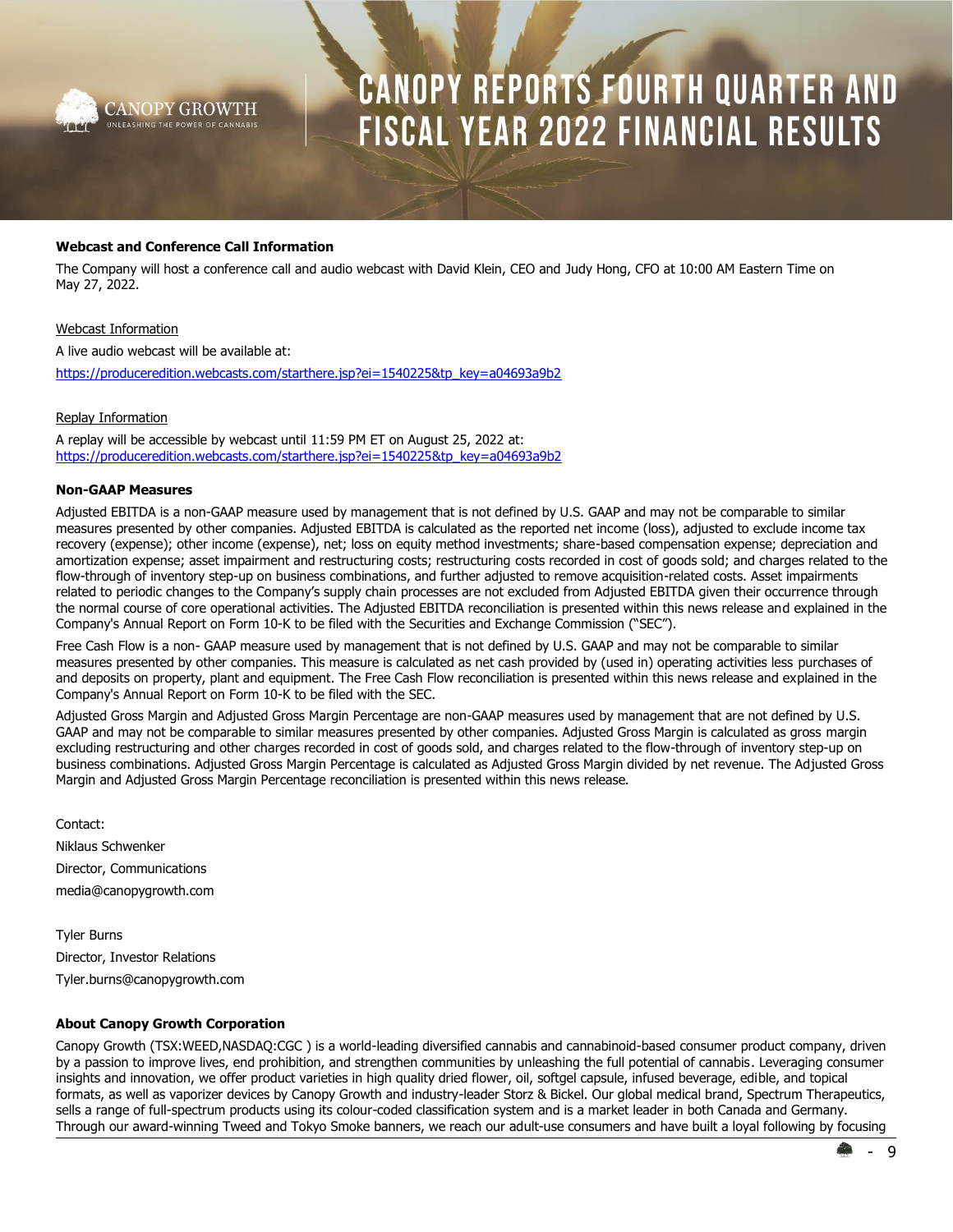### Webcast and Conference Call Information

The Company will host a conference call and audio webcast with David Klein, CEO and Judy Hong, CFO at 10:00 AM Eastern Time on May 27, 2022.

Webcast Information

A live audio webcast will be available at:

https://produceredition.webcasts.com/starthere.jsp?ei=1540225&tp_key=a04693a9b2

Replay Information

A replay will be accessible by webcast until 11:59 PM ET on August 25, 2022 at:
https://produceredition.webcasts.com/starthere.jsp?ei=1540225&tp_key=a04693a9b2

### Non-GAAP Measures

Adjusted EBITDA is a non-GAAP measure used by management that is not defined by U.S. GAAP and may not be comparable to similar measures presented by other companies. Adjusted EBITDA is calculated as the reported net income (loss), adjusted to exclude income tax recovery (expense); other income (expense), net; loss on equity method investments; share-based compensation expense; depreciation and amortization expense; asset impairment and restructuring costs; restructuring costs recorded in cost of goods sold; and charges related to the flow-through of inventory step-up on business combinations, and further adjusted to remove acquisition-related costs. Asset impairments related to periodic changes to the Company's supply chain processes are not excluded from Adjusted EBITDA given their occurrence through the normal course of core operational activities. The Adjusted EBITDA reconciliation is presented within this news release and explained in the Company's Annual Report on Form 10-K to be filed with the Securities and Exchange Commission ("SEC").

Free Cash Flow is a non- GAAP measure used by management that is not defined by U.S. GAAP and may not be comparable to similar measures presented by other companies. This measure is calculated as net cash provided by (used in) operating activities less purchases of and deposits on property, plant and equipment. The Free Cash Flow reconciliation is presented within this news release and explained in the Company's Annual Report on Form 10-K to be filed with the SEC.

Adjusted Gross Margin and Adjusted Gross Margin Percentage are non-GAAP measures used by management that are not defined by U.S. GAAP and may not be comparable to similar measures presented by other companies. Adjusted Gross Margin is calculated as gross margin excluding restructuring and other charges recorded in cost of goods sold, and charges related to the flow-through of inventory step-up on business combinations. Adjusted Gross Margin Percentage is calculated as Adjusted Gross Margin divided by net revenue. The Adjusted Gross Margin and Adjusted Gross Margin Percentage reconciliation is presented within this news release.

Contact:

Niklaus Schwenker

Director, Communications

media@canopygrowth.com

Tyler Burns

Director, Investor Relations

Tyler.burns@canopygrowth.com

### About Canopy Growth Corporation

Canopy Growth (TSX:WEED,NASDAQ:CGC ) is a world-leading diversified cannabis and cannabinoid-based consumer product company, driven by a passion to improve lives, end prohibition, and strengthen communities by unleashing the full potential of cannabis. Leveraging consumer insights and innovation, we offer product varieties in high quality dried flower, oil, softgel capsule, infused beverage, edible, and topical formats, as well as vaporizer devices by Canopy Growth and industry-leader Storz & Bickel. Our global medical brand, Spectrum Therapeutics, sells a range of full-spectrum products using its colour-coded classification system and is a market leader in both Canada and Germany. Through our award-winning Tweed and Tokyo Smoke banners, we reach our adult-use consumers and have built a loyal following by focusing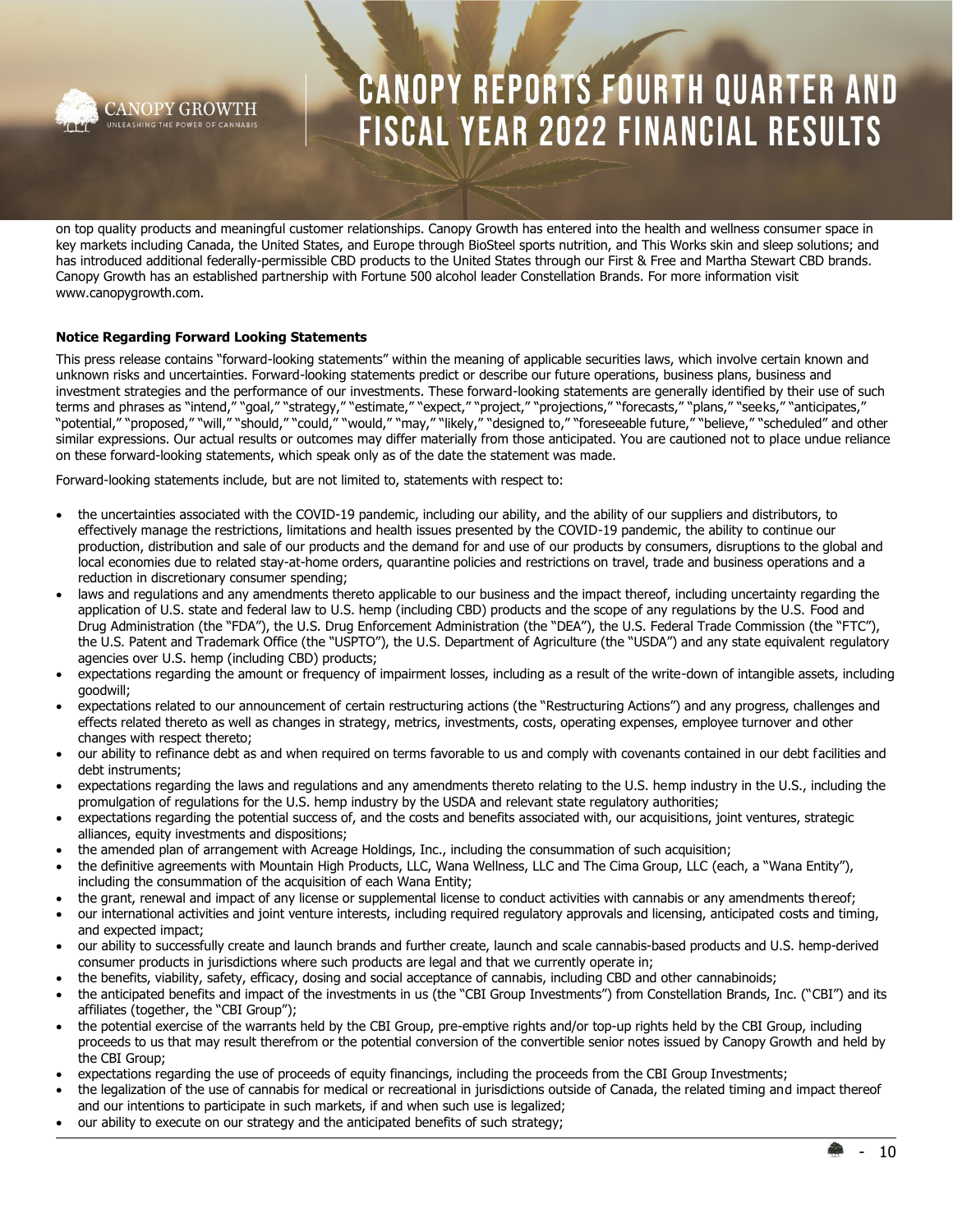on top quality products and meaningful customer relationships. Canopy Growth has entered into the health and wellness consumer space in key markets including Canada, the United States, and Europe through BioSteel sports nutrition, and This Works skin and sleep solutions; and has introduced additional federally-permissible CBD products to the United States through our First & Free and Martha Stewart CBD brands. Canopy Growth has an established partnership with Fortune 500 alcohol leader Constellation Brands. For more information visit www.canopygrowth.com.

**Notice Regarding Forward Looking Statements**

This press release contains "forward-looking statements" within the meaning of applicable securities laws, which involve certain known and unknown risks and uncertainties. Forward-looking statements predict or describe our future operations, business plans, business and investment strategies and the performance of our investments. These forward-looking statements are generally identified by their use of such terms and phrases as "intend," "goal," "strategy," "estimate," "expect," "project," "projections," "forecasts," "plans," "seeks," "anticipates," "potential," "proposed," "will," "should," "could," "would," "may," "likely," "designed to," "foreseeable future," "believe," "scheduled" and other similar expressions. Our actual results or outcomes may differ materially from those anticipated. You are cautioned not to place undue reliance on these forward-looking statements, which speak only as of the date the statement was made.

Forward-looking statements include, but are not limited to, statements with respect to:

- the uncertainties associated with the COVID-19 pandemic, including our ability, and the ability of our suppliers and distributors, to effectively manage the restrictions, limitations and health issues presented by the COVID-19 pandemic, the ability to continue our production, distribution and sale of our products and the demand for and use of our products by consumers, disruptions to the global and local economies due to related stay-at-home orders, quarantine policies and restrictions on travel, trade and business operations and a reduction in discretionary consumer spending;
- laws and regulations and any amendments thereto applicable to our business and the impact thereof, including uncertainty regarding the application of U.S. state and federal law to U.S. hemp (including CBD) products and the scope of any regulations by the U.S. Food and Drug Administration (the "FDA"), the U.S. Drug Enforcement Administration (the "DEA"), the U.S. Federal Trade Commission (the "FTC"), the U.S. Patent and Trademark Office (the "USPTO"), the U.S. Department of Agriculture (the "USDA") and any state equivalent regulatory agencies over U.S. hemp (including CBD) products;
- expectations regarding the amount or frequency of impairment losses, including as a result of the write-down of intangible assets, including goodwill;
- expectations related to our announcement of certain restructuring actions (the "Restructuring Actions") and any progress, challenges and effects related thereto as well as changes in strategy, metrics, investments, costs, operating expenses, employee turnover and other changes with respect thereto;
- our ability to refinance debt as and when required on terms favorable to us and comply with covenants contained in our debt facilities and debt instruments;
- expectations regarding the laws and regulations and any amendments thereto relating to the U.S. hemp industry in the U.S., including the promulgation of regulations for the U.S. hemp industry by the USDA and relevant state regulatory authorities;
- expectations regarding the potential success of, and the costs and benefits associated with, our acquisitions, joint ventures, strategic alliances, equity investments and dispositions;
- the amended plan of arrangement with Acreage Holdings, Inc., including the consummation of such acquisition;
- the definitive agreements with Mountain High Products, LLC, Wana Wellness, LLC and The Cima Group, LLC (each, a "Wana Entity"), including the consummation of the acquisition of each Wana Entity;
- the grant, renewal and impact of any license or supplemental license to conduct activities with cannabis or any amendments thereof;
- our international activities and joint venture interests, including required regulatory approvals and licensing, anticipated costs and timing, and expected impact;
- our ability to successfully create and launch brands and further create, launch and scale cannabis-based products and U.S. hemp-derived consumer products in jurisdictions where such products are legal and that we currently operate in;
- the benefits, viability, safety, efficacy, dosing and social acceptance of cannabis, including CBD and other cannabinoids;
- the anticipated benefits and impact of the investments in us (the "CBI Group Investments") from Constellation Brands, Inc. ("CBI") and its affiliates (together, the "CBI Group");
- the potential exercise of the warrants held by the CBI Group, pre-emptive rights and/or top-up rights held by the CBI Group, including proceeds to us that may result therefrom or the potential conversion of the convertible senior notes issued by Canopy Growth and held by the CBI Group;
- expectations regarding the use of proceeds of equity financings, including the proceeds from the CBI Group Investments;
- the legalization of the use of cannabis for medical or recreational in jurisdictions outside of Canada, the related timing and impact thereof and our intentions to participate in such markets, if and when such use is legalized;
- our ability to execute on our strategy and the anticipated benefits of such strategy;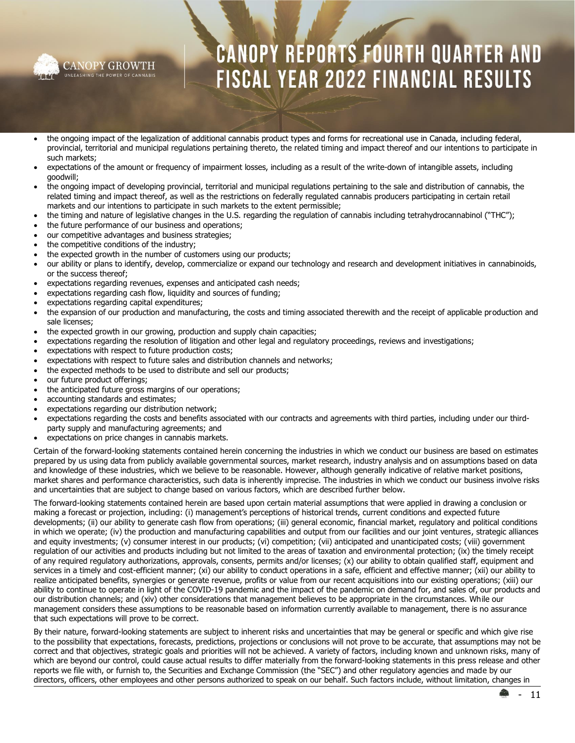- the ongoing impact of the legalization of additional cannabis product types and forms for recreational use in Canada, including federal, provincial, territorial and municipal regulations pertaining thereto, the related timing and impact thereof and our intentions to participate in such markets;
- expectations of the amount or frequency of impairment losses, including as a result of the write-down of intangible assets, including goodwill;
- the ongoing impact of developing provincial, territorial and municipal regulations pertaining to the sale and distribution of cannabis, the related timing and impact thereof, as well as the restrictions on federally regulated cannabis producers participating in certain retail markets and our intentions to participate in such markets to the extent permissible;
- the timing and nature of legislative changes in the U.S. regarding the regulation of cannabis including tetrahydrocannabinol ("THC");
- the future performance of our business and operations;
- our competitive advantages and business strategies;
- the competitive conditions of the industry;
- the expected growth in the number of customers using our products;
- our ability or plans to identify, develop, commercialize or expand our technology and research and development initiatives in cannabinoids, or the success thereof;
- expectations regarding revenues, expenses and anticipated cash needs;
- expectations regarding cash flow, liquidity and sources of funding;
- expectations regarding capital expenditures;
- the expansion of our production and manufacturing, the costs and timing associated therewith and the receipt of applicable production and sale licenses;
- the expected growth in our growing, production and supply chain capacities;
- expectations regarding the resolution of litigation and other legal and regulatory proceedings, reviews and investigations;
- expectations with respect to future production costs;
- expectations with respect to future sales and distribution channels and networks;
- the expected methods to be used to distribute and sell our products;
- our future product offerings;
- the anticipated future gross margins of our operations;
- accounting standards and estimates;
- expectations regarding our distribution network;
- expectations regarding the costs and benefits associated with our contracts and agreements with third parties, including under our third-party supply and manufacturing agreements; and
- expectations on price changes in cannabis markets.

Certain of the forward-looking statements contained herein concerning the industries in which we conduct our business are based on estimates prepared by us using data from publicly available governmental sources, market research, industry analysis and on assumptions based on data and knowledge of these industries, which we believe to be reasonable. However, although generally indicative of relative market positions, market shares and performance characteristics, such data is inherently imprecise. The industries in which we conduct our business involve risks and uncertainties that are subject to change based on various factors, which are described further below.

The forward-looking statements contained herein are based upon certain material assumptions that were applied in drawing a conclusion or making a forecast or projection, including: (i) management's perceptions of historical trends, current conditions and expected future developments; (ii) our ability to generate cash flow from operations; (iii) general economic, financial market, regulatory and political conditions in which we operate; (iv) the production and manufacturing capabilities and output from our facilities and our joint ventures, strategic alliances and equity investments; (v) consumer interest in our products; (vi) competition; (vii) anticipated and unanticipated costs; (viii) government regulation of our activities and products including but not limited to the areas of taxation and environmental protection; (ix) the timely receipt of any required regulatory authorizations, approvals, consents, permits and/or licenses; (x) our ability to obtain qualified staff, equipment and services in a timely and cost-efficient manner; (xi) our ability to conduct operations in a safe, efficient and effective manner; (xii) our ability to realize anticipated benefits, synergies or generate revenue, profits or value from our recent acquisitions into our existing operations; (xiii) our ability to continue to operate in light of the COVID-19 pandemic and the impact of the pandemic on demand for, and sales of, our products and our distribution channels; and (xiv) other considerations that management believes to be appropriate in the circumstances. While our management considers these assumptions to be reasonable based on information currently available to management, there is no assurance that such expectations will prove to be correct.

By their nature, forward-looking statements are subject to inherent risks and uncertainties that may be general or specific and which give rise to the possibility that expectations, forecasts, predictions, projections or conclusions will not prove to be accurate, that assumptions may not be correct and that objectives, strategic goals and priorities will not be achieved. A variety of factors, including known and unknown risks, many of which are beyond our control, could cause actual results to differ materially from the forward-looking statements in this press release and other reports we file with, or furnish to, the Securities and Exchange Commission (the "SEC") and other regulatory agencies and made by our directors, officers, other employees and other persons authorized to speak on our behalf. Such factors include, without limitation, changes in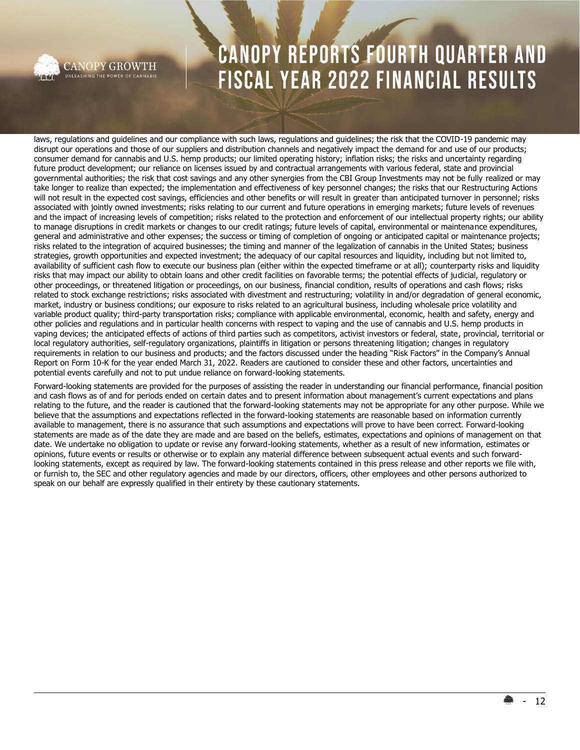laws, regulations and guidelines and our compliance with such laws, regulations and guidelines; the risk that the COVID-19 pandemic may disrupt our operations and those of our suppliers and distribution channels and negatively impact the demand for and use of our products; consumer demand for cannabis and U.S. hemp products; our limited operating history; inflation risks; the risks and uncertainty regarding future product development; our reliance on licenses issued by and contractual arrangements with various federal, state and provincial governmental authorities; the risk that cost savings and any other synergies from the CBI Group Investments may not be fully realized or may take longer to realize than expected; the implementation and effectiveness of key personnel changes; the risks that our Restructuring Actions will not result in the expected cost savings, efficiencies and other benefits or will result in greater than anticipated turnover in personnel; risks associated with jointly owned investments; risks relating to our current and future operations in emerging markets; future levels of revenues and the impact of increasing levels of competition; risks related to the protection and enforcement of our intellectual property rights; our ability to manage disruptions in credit markets or changes to our credit ratings; future levels of capital, environmental or maintenance expenditures, general and administrative and other expenses; the success or timing of completion of ongoing or anticipated capital or maintenance projects; risks related to the integration of acquired businesses; the timing and manner of the legalization of cannabis in the United States; business strategies, growth opportunities and expected investment; the adequacy of our capital resources and liquidity, including but not limited to, availability of sufficient cash flow to execute our business plan (either within the expected timeframe or at all); counterparty risks and liquidity risks that may impact our ability to obtain loans and other credit facilities on favorable terms; the potential effects of judicial, regulatory or other proceedings, or threatened litigation or proceedings, on our business, financial condition, results of operations and cash flows; risks related to stock exchange restrictions; risks associated with divestment and restructuring; volatility in and/or degradation of general economic, market, industry or business conditions; our exposure to risks related to an agricultural business, including wholesale price volatility and variable product quality; third-party transportation risks; compliance with applicable environmental, economic, health and safety, energy and other policies and regulations and in particular health concerns with respect to vaping and the use of cannabis and U.S. hemp products in vaping devices; the anticipated effects of actions of third parties such as competitors, activist investors or federal, state, provincial, territorial or local regulatory authorities, self-regulatory organizations, plaintiffs in litigation or persons threatening litigation; changes in regulatory requirements in relation to our business and products; and the factors discussed under the heading "Risk Factors" in the Company's Annual Report on Form 10-K for the year ended March 31, 2022. Readers are cautioned to consider these and other factors, uncertainties and potential events carefully and not to put undue reliance on forward-looking statements.

Forward-looking statements are provided for the purposes of assisting the reader in understanding our financial performance, financial position and cash flows as of and for periods ended on certain dates and to present information about management's current expectations and plans relating to the future, and the reader is cautioned that the forward-looking statements may not be appropriate for any other purpose. While we believe that the assumptions and expectations reflected in the forward-looking statements are reasonable based on information currently available to management, there is no assurance that such assumptions and expectations will prove to have been correct. Forward-looking statements are made as of the date they are made and are based on the beliefs, estimates, expectations and opinions of management on that date. We undertake no obligation to update or revise any forward-looking statements, whether as a result of new information, estimates or opinions, future events or results or otherwise or to explain any material difference between subsequent actual events and such forward-looking statements, except as required by law. The forward-looking statements contained in this press release and other reports we file with, or furnish to, the SEC and other regulatory agencies and made by our directors, officers, other employees and other persons authorized to speak on our behalf are expressly qualified in their entirety by these cautionary statements.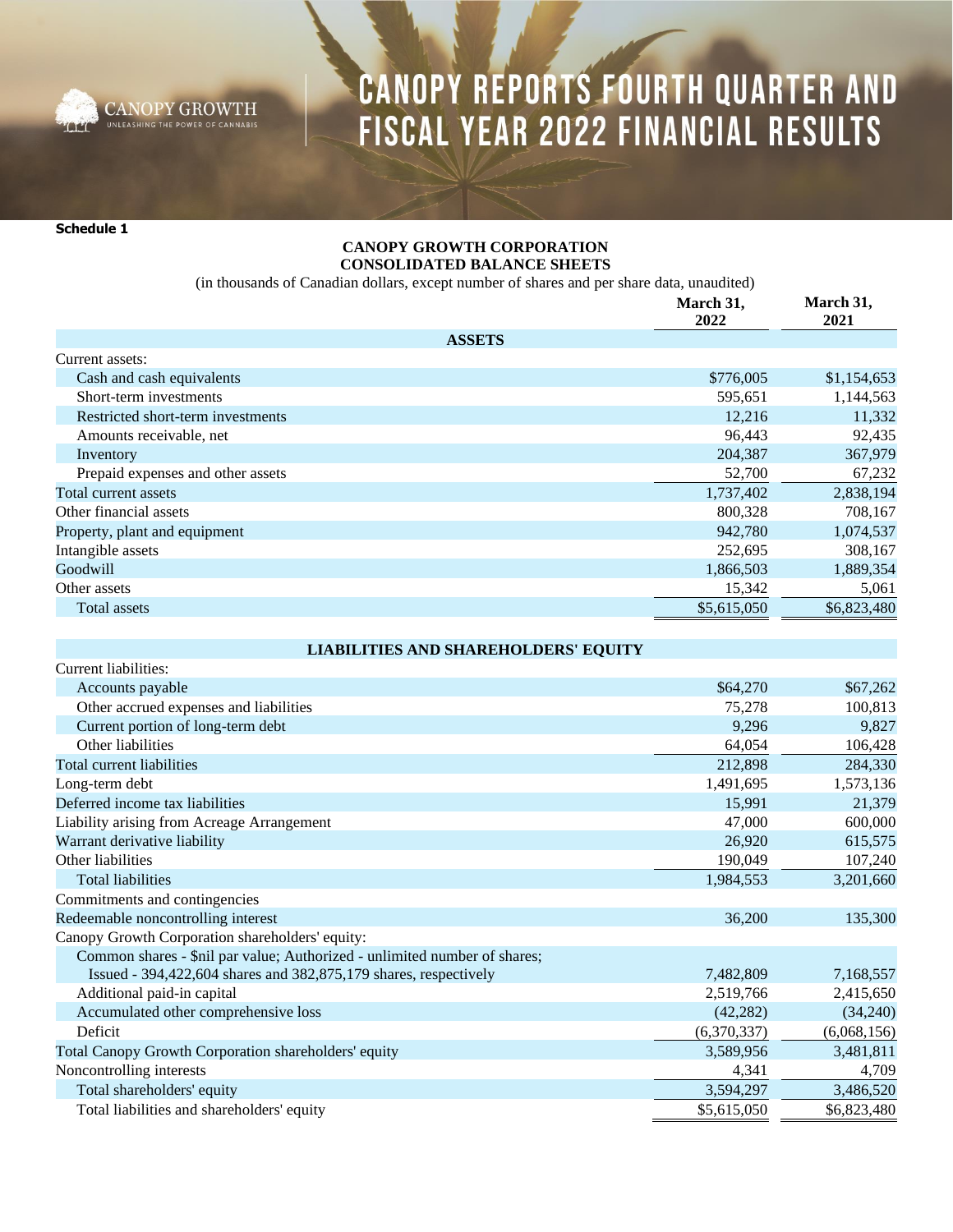# CANOPY REPORTS FOURTH QUARTER AND FISCAL YEAR 2022 FINANCIAL RESULTS

**Schedule 1**

**CANOPY GROWTH CORPORATION**
**CONSOLIDATED BALANCE SHEETS**

(in thousands of Canadian dollars, except number of shares and per share data, unaudited)

| | March 31, 2022 | March 31, 2021 |
|---|---|---|
| **ASSETS** | | |
| Current assets: | | |
| Cash and cash equivalents | $776,005 | $1,154,653 |
| Short-term investments | 595,651 | 1,144,563 |
| Restricted short-term investments | 12,216 | 11,332 |
| Amounts receivable, net | 96,443 | 92,435 |
| Inventory | 204,387 | 367,979 |
| Prepaid expenses and other assets | 52,700 | 67,232 |
| Total current assets | 1,737,402 | 2,838,194 |
| Other financial assets | 800,328 | 708,167 |
| Property, plant and equipment | 942,780 | 1,074,537 |
| Intangible assets | 252,695 | 308,167 |
| Goodwill | 1,866,503 | 1,889,354 |
| Other assets | 15,342 | 5,061 |
| Total assets | $5,615,050 | $6,823,480 |
| **LIABILITIES AND SHAREHOLDERS' EQUITY** | | |
| Current liabilities: | | |
| Accounts payable | $64,270 | $67,262 |
| Other accrued expenses and liabilities | 75,278 | 100,813 |
| Current portion of long-term debt | 9,296 | 9,827 |
| Other liabilities | 64,054 | 106,428 |
| Total current liabilities | 212,898 | 284,330 |
| Long-term debt | 1,491,695 | 1,573,136 |
| Deferred income tax liabilities | 15,991 | 21,379 |
| Liability arising from Acreage Arrangement | 47,000 | 600,000 |
| Warrant derivative liability | 26,920 | 615,575 |
| Other liabilities | 190,049 | 107,240 |
| Total liabilities | 1,984,553 | 3,201,660 |
| Commitments and contingencies | | |
| Redeemable noncontrolling interest | 36,200 | 135,300 |
| Canopy Growth Corporation shareholders' equity: | | |
| Common shares - $nil par value; Authorized - unlimited number of shares; Issued - 394,422,604 shares and 382,875,179 shares, respectively | 7,482,809 | 7,168,557 |
| Additional paid-in capital | 2,519,766 | 2,415,650 |
| Accumulated other comprehensive loss | (42,282) | (34,240) |
| Deficit | (6,370,337) | (6,068,156) |
| Total Canopy Growth Corporation shareholders' equity | 3,589,956 | 3,481,811 |
| Noncontrolling interests | 4,341 | 4,709 |
| Total shareholders' equity | 3,594,297 | 3,486,520 |
| Total liabilities and shareholders' equity | $5,615,050 | $6,823,480 |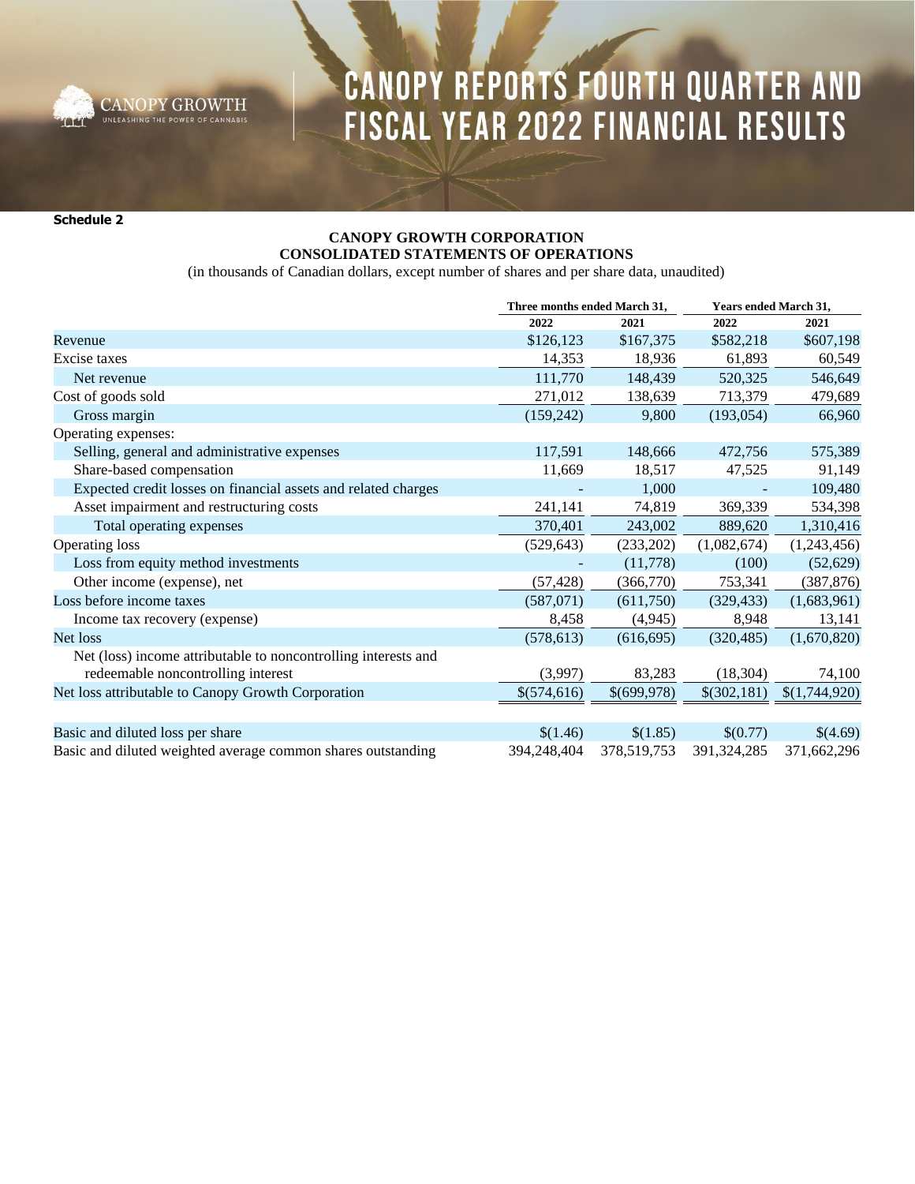# CANOPY REPORTS FOURTH QUARTER AND FISCAL YEAR 2022 FINANCIAL RESULTS

**Schedule 2**

**CANOPY GROWTH CORPORATION**
**CONSOLIDATED STATEMENTS OF OPERATIONS**
(in thousands of Canadian dollars, except number of shares and per share data, unaudited)

| | Three months ended March 31, | | Years ended March 31, | |
|---|---|---|---|---|
| | 2022 | 2021 | 2022 | 2021 |
| Revenue | $126,123 | $167,375 | $582,218 | $607,198 |
| Excise taxes | 14,353 | 18,936 | 61,893 | 60,549 |
| Net revenue | 111,770 | 148,439 | 520,325 | 546,649 |
| Cost of goods sold | 271,012 | 138,639 | 713,379 | 479,689 |
| Gross margin | (159,242) | 9,800 | (193,054) | 66,960 |
| Operating expenses: | | | | |
| Selling, general and administrative expenses | 117,591 | 148,666 | 472,756 | 575,389 |
| Share-based compensation | 11,669 | 18,517 | 47,525 | 91,149 |
| Expected credit losses on financial assets and related charges | - | 1,000 | - | 109,480 |
| Asset impairment and restructuring costs | 241,141 | 74,819 | 369,339 | 534,398 |
| Total operating expenses | 370,401 | 243,002 | 889,620 | 1,310,416 |
| Operating loss | (529,643) | (233,202) | (1,082,674) | (1,243,456) |
| Loss from equity method investments | - | (11,778) | (100) | (52,629) |
| Other income (expense), net | (57,428) | (366,770) | 753,341 | (387,876) |
| Loss before income taxes | (587,071) | (611,750) | (329,433) | (1,683,961) |
| Income tax recovery (expense) | 8,458 | (4,945) | 8,948 | 13,141 |
| Net loss | (578,613) | (616,695) | (320,485) | (1,670,820) |
| Net (loss) income attributable to noncontrolling interests and redeemable noncontrolling interest | (3,997) | 83,283 | (18,304) | 74,100 |
| Net loss attributable to Canopy Growth Corporation | $(574,616) | $(699,978) | $(302,181) | $(1,744,920) |
| | | | | |
| Basic and diluted loss per share | $(1.46) | $(1.85) | $(0.77) | $(4.69) |
| Basic and diluted weighted average common shares outstanding | 394,248,404 | 378,519,753 | 391,324,285 | 371,662,296 |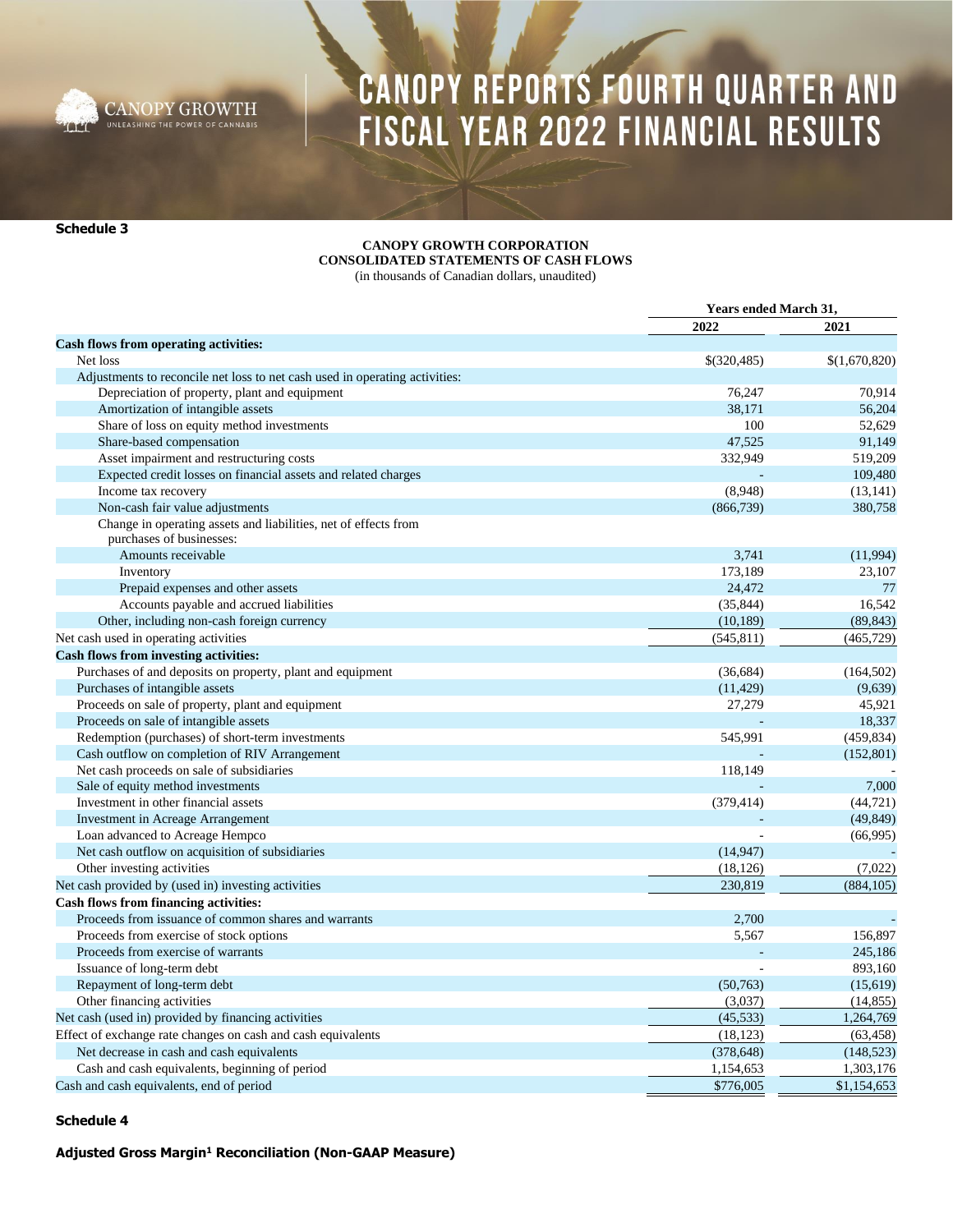**Schedule 3**

**CANOPY GROWTH CORPORATION**
**CONSOLIDATED STATEMENTS OF CASH FLOWS**
(in thousands of Canadian dollars, unaudited)

| | Years ended March 31, | |
|---|---|---|
| | **2022** | **2021** |
| **Cash flows from operating activities:** | | |
| Net loss | $(320,485) | $(1,670,820) |
| Adjustments to reconcile net loss to net cash used in operating activities: | | |
| Depreciation of property, plant and equipment | 76,247 | 70,914 |
| Amortization of intangible assets | 38,171 | 56,204 |
| Share of loss on equity method investments | 100 | 52,629 |
| Share-based compensation | 47,525 | 91,149 |
| Asset impairment and restructuring costs | 332,949 | 519,209 |
| Expected credit losses on financial assets and related charges | - | 109,480 |
| Income tax recovery | (8,948) | (13,141) |
| Non-cash fair value adjustments | (866,739) | 380,758 |
| Change in operating assets and liabilities, net of effects from purchases of businesses: | | |
| Amounts receivable | 3,741 | (11,994) |
| Inventory | 173,189 | 23,107 |
| Prepaid expenses and other assets | 24,472 | 77 |
| Accounts payable and accrued liabilities | (35,844) | 16,542 |
| Other, including non-cash foreign currency | (10,189) | (89,843) |
| Net cash used in operating activities | (545,811) | (465,729) |
| **Cash flows from investing activities:** | | |
| Purchases of and deposits on property, plant and equipment | (36,684) | (164,502) |
| Purchases of intangible assets | (11,429) | (9,639) |
| Proceeds on sale of property, plant and equipment | 27,279 | 45,921 |
| Proceeds on sale of intangible assets | - | 18,337 |
| Redemption (purchases) of short-term investments | 545,991 | (459,834) |
| Cash outflow on completion of RIV Arrangement | - | (152,801) |
| Net cash proceeds on sale of subsidiaries | 118,149 | - |
| Sale of equity method investments | - | 7,000 |
| Investment in other financial assets | (379,414) | (44,721) |
| Investment in Acreage Arrangement | - | (49,849) |
| Loan advanced to Acreage Hempco | - | (66,995) |
| Net cash outflow on acquisition of subsidiaries | (14,947) | - |
| Other investing activities | (18,126) | (7,022) |
| Net cash provided by (used in) investing activities | 230,819 | (884,105) |
| **Cash flows from financing activities:** | | |
| Proceeds from issuance of common shares and warrants | 2,700 | - |
| Proceeds from exercise of stock options | 5,567 | 156,897 |
| Proceeds from exercise of warrants | - | 245,186 |
| Issuance of long-term debt | - | 893,160 |
| Repayment of long-term debt | (50,763) | (15,619) |
| Other financing activities | (3,037) | (14,855) |
| Net cash (used in) provided by financing activities | (45,533) | 1,264,769 |
| Effect of exchange rate changes on cash and cash equivalents | (18,123) | (63,458) |
| Net decrease in cash and cash equivalents | (378,648) | (148,523) |
| Cash and cash equivalents, beginning of period | 1,154,653 | 1,303,176 |
| Cash and cash equivalents, end of period | $776,005 | $1,154,653 |

**Schedule 4**

**Adjusted Gross Margin[1] Reconciliation (Non-GAAP Measure)**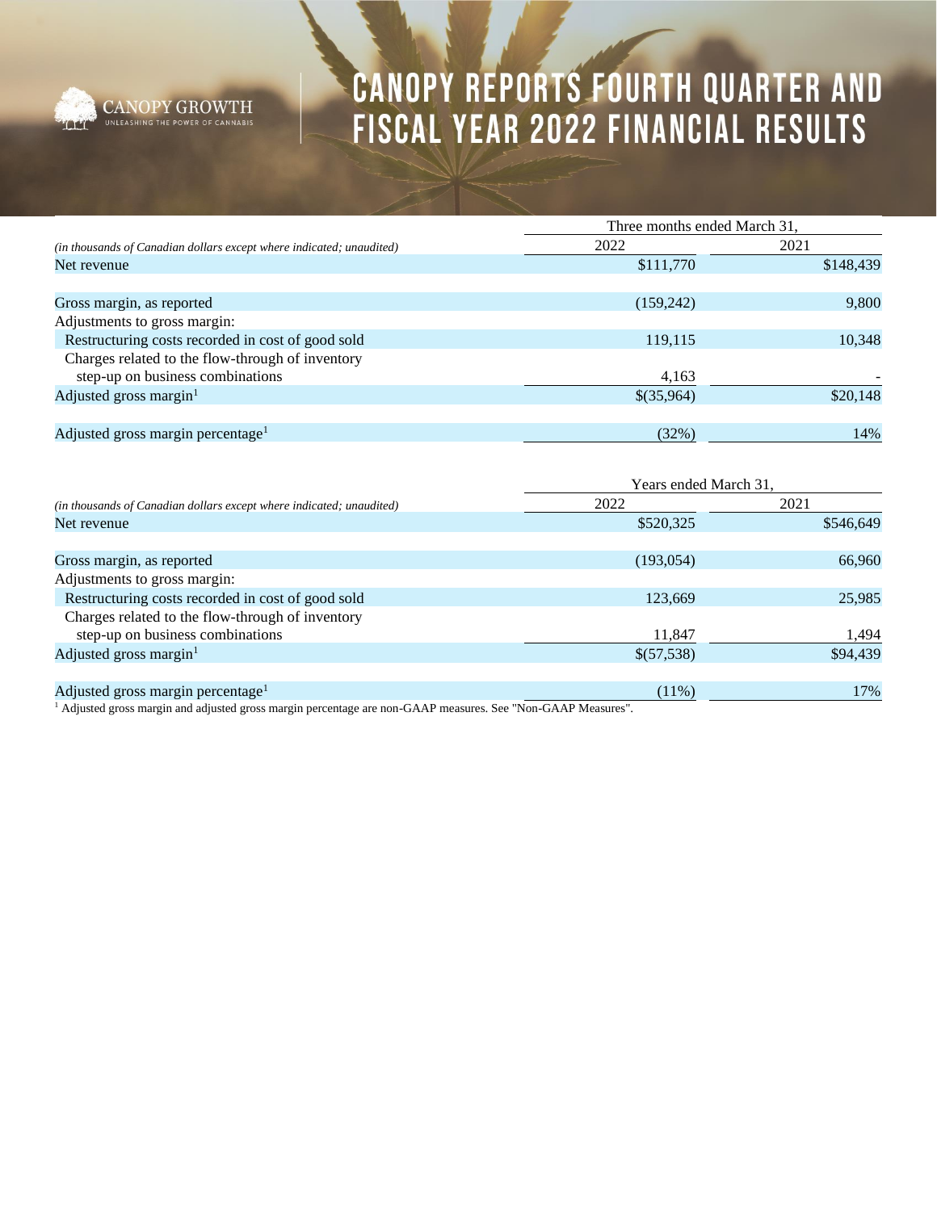# CANOPY REPORTS FOURTH QUARTER AND FISCAL YEAR 2022 FINANCIAL RESULTS

| *(in thousands of Canadian dollars except where indicated; unaudited)* | Three months ended March 31, 2022 | 2021 |
|---|---|---|
| Net revenue | $111,770 | $148,439 |
| | | |
| Gross margin, as reported | (159,242) | 9,800 |
| Adjustments to gross margin: | | |
| Restructuring costs recorded in cost of good sold | 119,115 | 10,348 |
| Charges related to the flow-through of inventory step-up on business combinations | 4,163 | - |
| Adjusted gross margin[1] | $(35,964) | $20,148 |
| | | |
| Adjusted gross margin percentage[1] | (32%) | 14% |

| *(in thousands of Canadian dollars except where indicated; unaudited)* | Years ended March 31, 2022 | 2021 |
|---|---|---|
| Net revenue | $520,325 | $546,649 |
| | | |
| Gross margin, as reported | (193,054) | 66,960 |
| Adjustments to gross margin: | | |
| Restructuring costs recorded in cost of good sold | 123,669 | 25,985 |
| Charges related to the flow-through of inventory step-up on business combinations | 11,847 | 1,494 |
| Adjusted gross margin[1] | $(57,538) | $94,439 |
| | | |
| Adjusted gross margin percentage[1] | (11%) | 17% |

[1] Adjusted gross margin and adjusted gross margin percentage are non-GAAP measures. See "Non-GAAP Measures".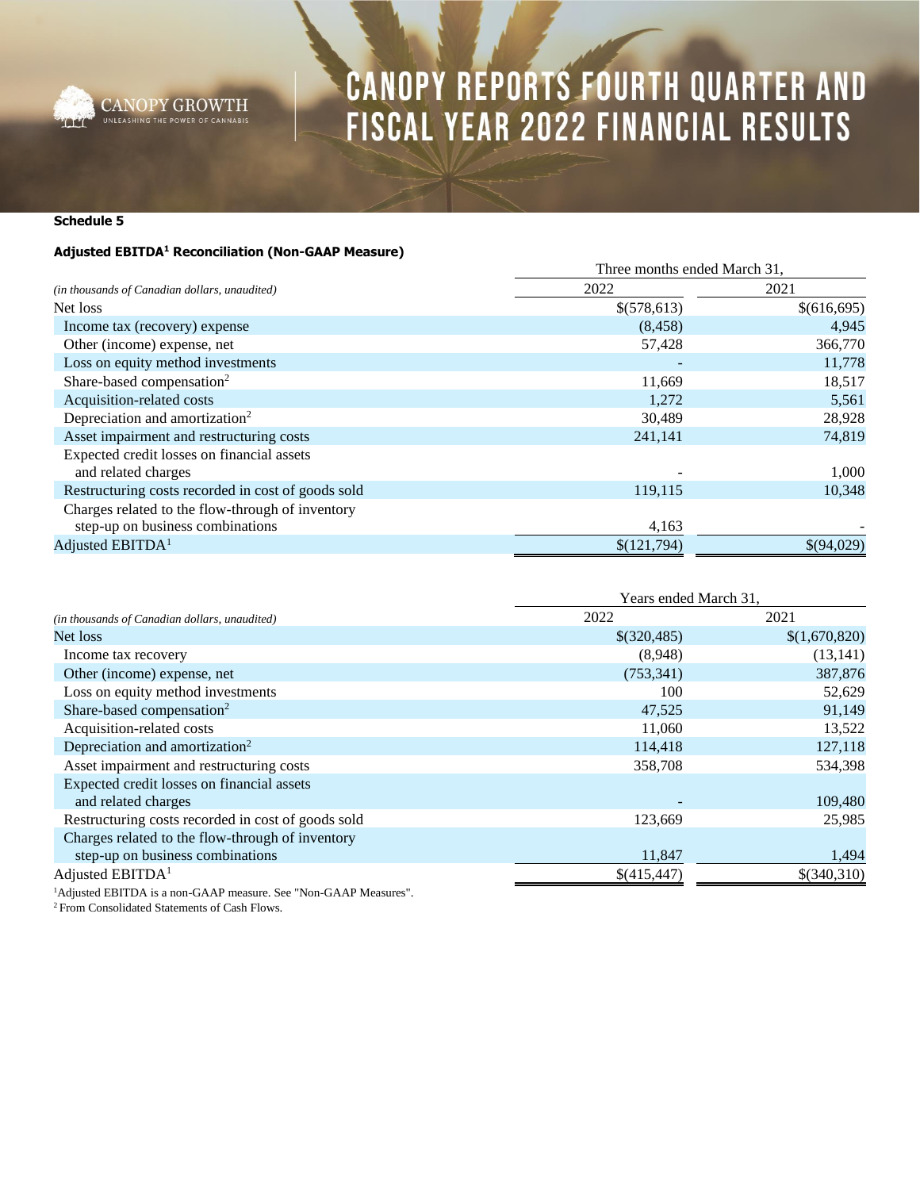**Schedule 5**

**Adjusted EBITDA[1] Reconciliation (Non-GAAP Measure)**

| *(in thousands of Canadian dollars, unaudited)* | Three months ended March 31, 2022 | Three months ended March 31, 2021 |
|---|---|---|
| Net loss | $(578,613) | $(616,695) |
| Income tax (recovery) expense | (8,458) | 4,945 |
| Other (income) expense, net | 57,428 | 366,770 |
| Loss on equity method investments | - | 11,778 |
| Share-based compensation[2] | 11,669 | 18,517 |
| Acquisition-related costs | 1,272 | 5,561 |
| Depreciation and amortization[2] | 30,489 | 28,928 |
| Asset impairment and restructuring costs | 241,141 | 74,819 |
| Expected credit losses on financial assets and related charges | - | 1,000 |
| Restructuring costs recorded in cost of goods sold | 119,115 | 10,348 |
| Charges related to the flow-through of inventory step-up on business combinations | 4,163 | - |
| Adjusted EBITDA[1] | $(121,794) | $(94,029) |

| *(in thousands of Canadian dollars, unaudited)* | Years ended March 31, 2022 | Years ended March 31, 2021 |
|---|---|---|
| Net loss | $(320,485) | $(1,670,820) |
| Income tax recovery | (8,948) | (13,141) |
| Other (income) expense, net | (753,341) | 387,876 |
| Loss on equity method investments | 100 | 52,629 |
| Share-based compensation[2] | 47,525 | 91,149 |
| Acquisition-related costs | 11,060 | 13,522 |
| Depreciation and amortization[2] | 114,418 | 127,118 |
| Asset impairment and restructuring costs | 358,708 | 534,398 |
| Expected credit losses on financial assets and related charges | - | 109,480 |
| Restructuring costs recorded in cost of goods sold | 123,669 | 25,985 |
| Charges related to the flow-through of inventory step-up on business combinations | 11,847 | 1,494 |
| Adjusted EBITDA[1] | $(415,447) | $(340,310) |

[1]Adjusted EBITDA is a non-GAAP measure. See "Non-GAAP Measures".

[2] From Consolidated Statements of Cash Flows.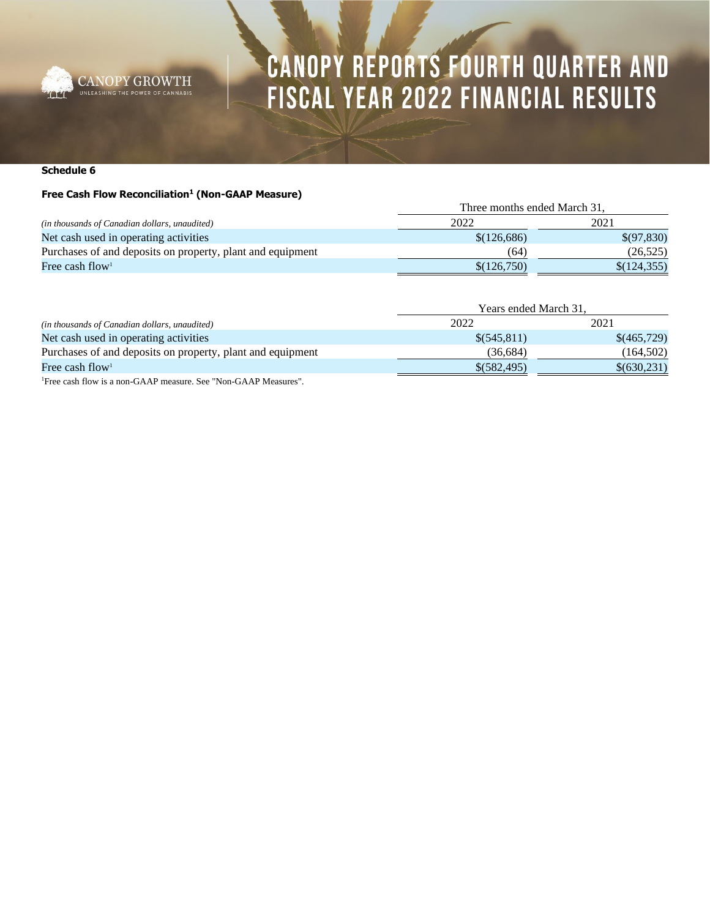**Schedule 6**

**Free Cash Flow Reconciliation[1] (Non-GAAP Measure)**

| *(in thousands of Canadian dollars, unaudited)* | Three months ended March 31, | |
|---|---|---|
| | 2022 | 2021 |
| Net cash used in operating activities | $(126,686) | $(97,830) |
| Purchases of and deposits on property, plant and equipment | (64) | (26,525) |
| Free cash flow[1] | $(126,750) | $(124,355) |

| *(in thousands of Canadian dollars, unaudited)* | Years ended March 31, | |
|---|---|---|
| | 2022 | 2021 |
| Net cash used in operating activities | $(545,811) | $(465,729) |
| Purchases of and deposits on property, plant and equipment | (36,684) | (164,502) |
| Free cash flow[1] | $(582,495) | $(630,231) |

[1]Free cash flow is a non-GAAP measure. See "Non-GAAP Measures".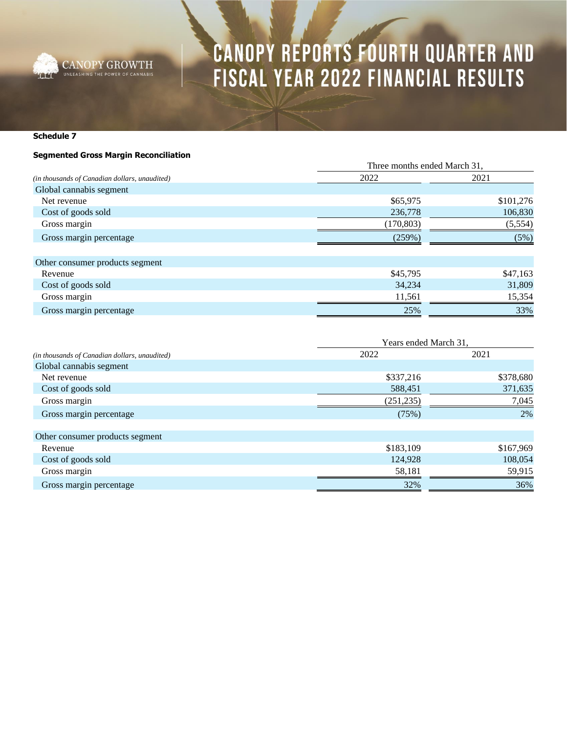**Schedule 7**

**Segmented Gross Margin Reconciliation**

| *(in thousands of Canadian dollars, unaudited)* | Three months ended March 31, | |
|---|---|---|
| | 2022 | 2021 |
| Global cannabis segment | | |
| Net revenue | $65,975 | $101,276 |
| Cost of goods sold | 236,778 | 106,830 |
| Gross margin | (170,803) | (5,554) |
| Gross margin percentage | (259%) | (5%) |
| | | |
| Other consumer products segment | | |
| Revenue | $45,795 | $47,163 |
| Cost of goods sold | 34,234 | 31,809 |
| Gross margin | 11,561 | 15,354 |
| Gross margin percentage | 25% | 33% |

| *(in thousands of Canadian dollars, unaudited)* | Years ended March 31, | |
|---|---|---|
| | 2022 | 2021 |
| Global cannabis segment | | |
| Net revenue | $337,216 | $378,680 |
| Cost of goods sold | 588,451 | 371,635 |
| Gross margin | (251,235) | 7,045 |
| Gross margin percentage | (75%) | 2% |
| | | |
| Other consumer products segment | | |
| Revenue | $183,109 | $167,969 |
| Cost of goods sold | 124,928 | 108,054 |
| Gross margin | 58,181 | 59,915 |
| Gross margin percentage | 32% | 36% |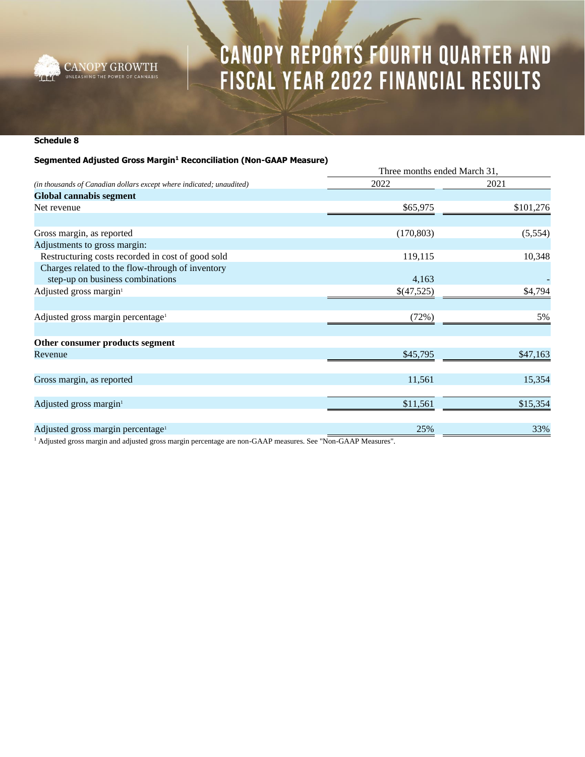**Schedule 8**

**Segmented Adjusted Gross Margin[1] Reconciliation (Non-GAAP Measure)**

| *(in thousands of Canadian dollars except where indicated; unaudited)* | Three months ended March 31, 2022 | Three months ended March 31, 2021 |
|---|---|---|
| **Global cannabis segment** | | |
| Net revenue | $65,975 | $101,276 |
| | | |
| Gross margin, as reported | (170,803) | (5,554) |
| Adjustments to gross margin: | | |
| Restructuring costs recorded in cost of good sold | 119,115 | 10,348 |
| Charges related to the flow-through of inventory step-up on business combinations | 4,163 | - |
| Adjusted gross margin[1] | $(47,525) | $4,794 |
| | | |
| Adjusted gross margin percentage[1] | (72%) | 5% |
| | | |
| **Other consumer products segment** | | |
| Revenue | $45,795 | $47,163 |
| | | |
| Gross margin, as reported | 11,561 | 15,354 |
| | | |
| Adjusted gross margin[1] | $11,561 | $15,354 |
| | | |
| Adjusted gross margin percentage[1] | 25% | 33% |

[1] Adjusted gross margin and adjusted gross margin percentage are non-GAAP measures. See "Non-GAAP Measures".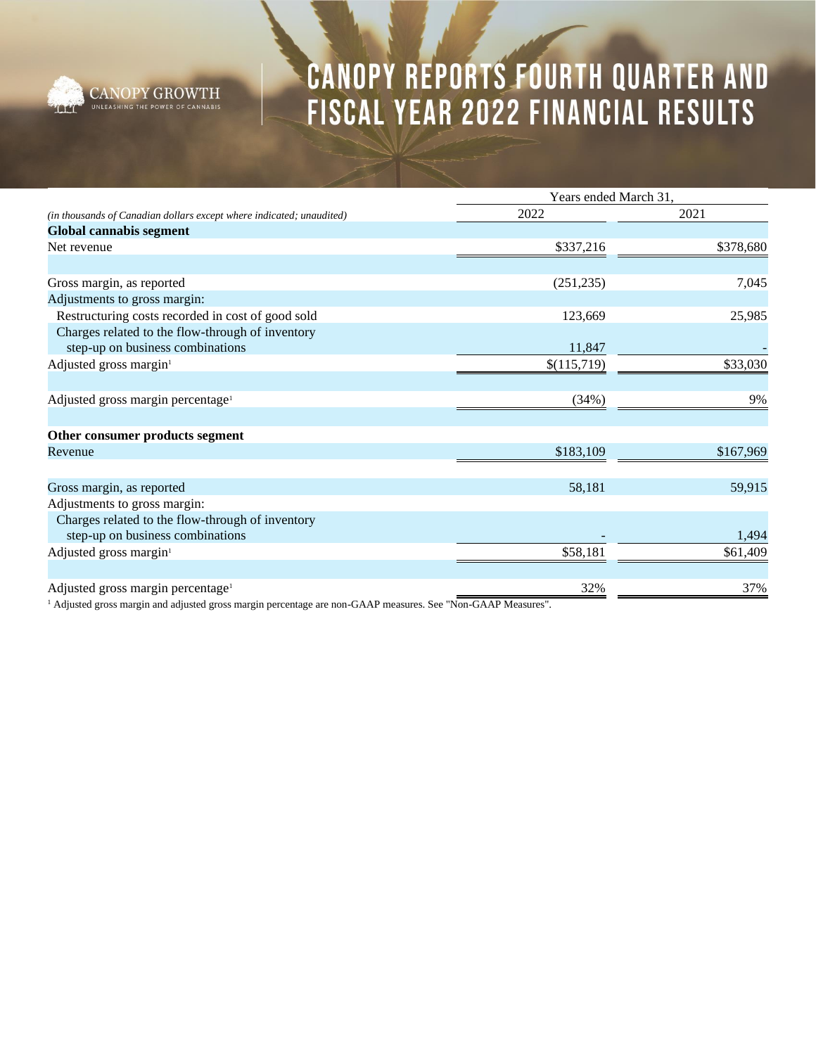# CANOPY REPORTS FOURTH QUARTER AND FISCAL YEAR 2022 FINANCIAL RESULTS

| | Years ended March 31, | |
|---|---|---|
| *(in thousands of Canadian dollars except where indicated; unaudited)* | 2022 | 2021 |
| **Global cannabis segment** | | |
| Net revenue | $337,216 | $378,680 |
| | | |
| Gross margin, as reported | (251,235) | 7,045 |
| Adjustments to gross margin: | | |
| Restructuring costs recorded in cost of good sold | 123,669 | 25,985 |
| Charges related to the flow-through of inventory step-up on business combinations | 11,847 | - |
| Adjusted gross margin[1] | $(115,719) | $33,030 |
| | | |
| Adjusted gross margin percentage[1] | (34%) | 9% |
| | | |
| **Other consumer products segment** | | |
| Revenue | $183,109 | $167,969 |
| | | |
| Gross margin, as reported | 58,181 | 59,915 |
| Adjustments to gross margin: | | |
| Charges related to the flow-through of inventory step-up on business combinations | - | 1,494 |
| Adjusted gross margin[1] | $58,181 | $61,409 |
| | | |
| Adjusted gross margin percentage[1] | 32% | 37% |

[1] Adjusted gross margin and adjusted gross margin percentage are non-GAAP measures. See "Non-GAAP Measures".